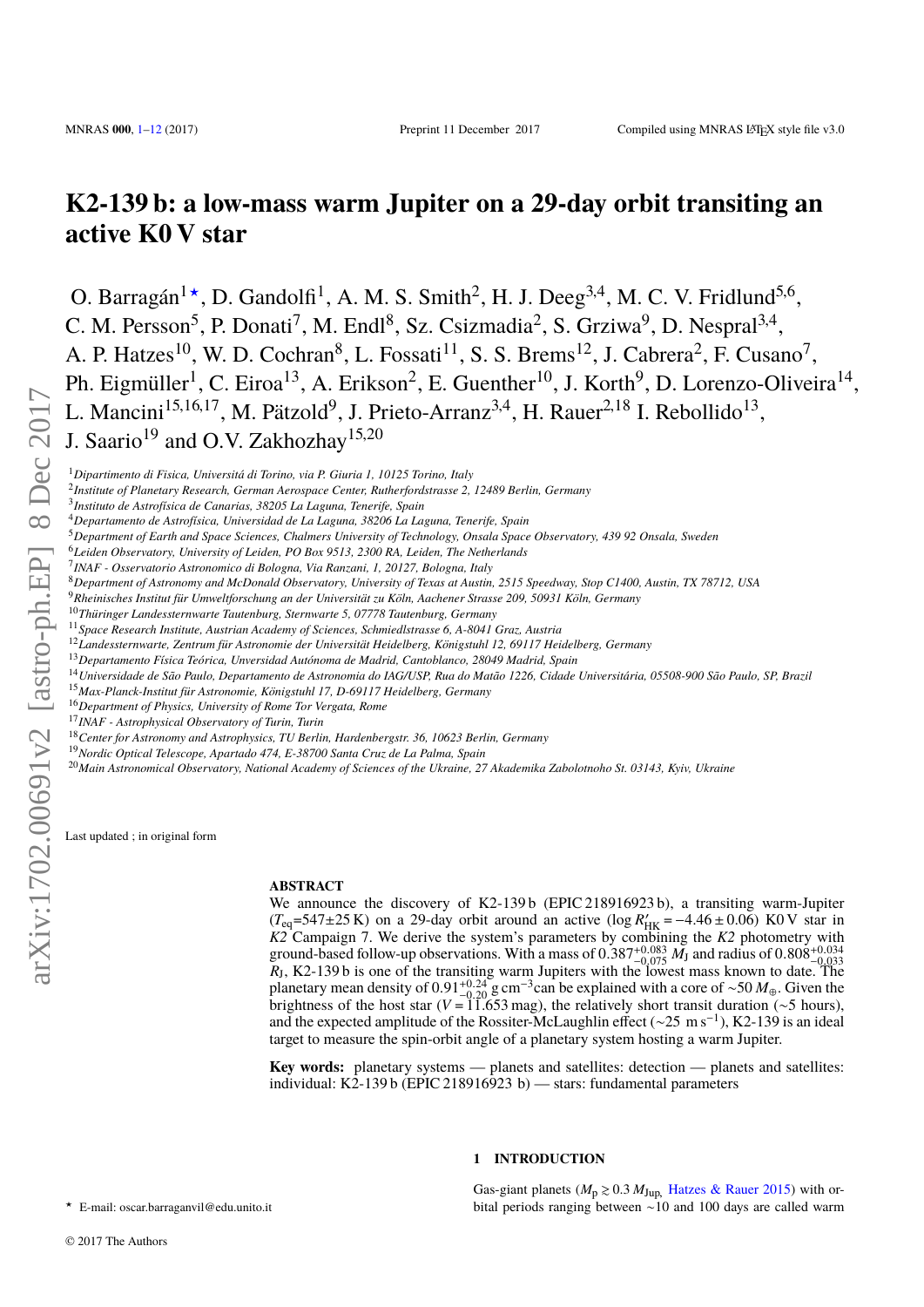# K2-139 b: a low-mass warm Jupiter on a 29-day orbit transiting an active K0 V star

O. Barragán[1⋆], D. Gandolfi[1], A. M. S. Smith[2], H. J. Deeg[3,4], M. C. V. Fridlund[5,6], C. M. Persson[5], P. Donati[7], M. Endl[8], Sz. Csizmadia[2], S. Grziwa[9], D. Nespral[3,4], A. P. Hatzes[10], W. D. Cochran[8], L. Fossati[11], S. S. Brems[12], J. Cabrera[2], F. Cusano[7], Ph. Eigmüller[1], C. Eiroa[13], A. Erikson[2], E. Guenther[10], J. Korth[9], D. Lorenzo-Oliveira[14], L. Mancini[15,16,17], M. Pätzold[9], J. Prieto-Arranz[3,4], H. Rauer[2,18] I. Rebollido[13], J. Saario[19] and O.V. Zakhozhay[15,20]

[1]*Dipartimento di Fisica, Universitá di Torino, via P. Giuria 1, 10125 Torino, Italy*
[2]*Institute of Planetary Research, German Aerospace Center, Rutherfordstrasse 2, 12489 Berlin, Germany*
[3]*Instituto de Astrofísica de Canarias, 38205 La Laguna, Tenerife, Spain*
[4]*Departamento de Astrofísica, Universidad de La Laguna, 38206 La Laguna, Tenerife, Spain*
[5]*Department of Earth and Space Sciences, Chalmers University of Technology, Onsala Space Observatory, 439 92 Onsala, Sweden*
[6]*Leiden Observatory, University of Leiden, PO Box 9513, 2300 RA, Leiden, The Netherlands*
[7]*INAF - Osservatorio Astronomico di Bologna, Via Ranzani, 1, 20127, Bologna, Italy*
[8]*Department of Astronomy and McDonald Observatory, University of Texas at Austin, 2515 Speedway, Stop C1400, Austin, TX 78712, USA*
[9]*Rheinisches Institut für Umweltforschung an der Universität zu Köln, Aachener Strasse 209, 50931 Köln, Germany*
[10]*Thüringer Landessternwarte Tautenburg, Sternwarte 5, 07778 Tautenburg, Germany*
[11]*Space Research Institute, Austrian Academy of Sciences, Schmiedlstrasse 6, A-8041 Graz, Austria*
[12]*Landessternwarte, Zentrum für Astronomie der Universität Heidelberg, Königstuhl 12, 69117 Heidelberg, Germany*
[13]*Departamento Física Teórica, Universidad Autónoma de Madrid, Cantoblanco, 28049 Madrid, Spain*
[14]*Universidade de São Paulo, Departamento de Astronomia do IAG/USP, Rua do Matão 1226, Cidade Universitária, 05508-900 São Paulo, SP, Brazil*
[15]*Max-Planck-Institut für Astronomie, Königstuhl 17, D-69117 Heidelberg, Germany*
[16]*Department of Physics, University of Rome Tor Vergata, Rome*
[17]*INAF - Astrophysical Observatory of Turin, Turin*
[18]*Center for Astronomy and Astrophysics, TU Berlin, Hardenbergstr. 36, 10623 Berlin, Germany*
[19]*Nordic Optical Telescope, Apartado 474, E-38700 Santa Cruz de La Palma, Spain*
[20]*Main Astronomical Observatory, National Academy of Sciences of the Ukraine, 27 Akademika Zabolotnoho St. 03143, Kyiv, Ukraine*

Last updated ; in original form

## ABSTRACT

We announce the discovery of K2-139 b (EPIC 218916923 b), a transiting warm-Jupiter ($T_{\rm eq}$=547±25 K) on a 29-day orbit around an active ($\log R'_{\rm HK} = -4.46 \pm 0.06$) K0 V star in *K2* Campaign 7. We derive the system's parameters by combining the *K2* photometry with ground-based follow-up observations. With a mass of $0.387^{+0.083}_{-0.075}$ $M_{\rm J}$ and radius of $0.808^{+0.034}_{-0.033}$ $R_{\rm J}$, K2-139 b is one of the transiting warm Jupiters with the lowest mass known to date. The planetary mean density of $0.91^{+0.24}_{-0.20}$ g cm$^{-3}$can be explained with a core of ~50 $M_{\oplus}$. Given the brightness of the host star ($V = 11.653$ mag), the relatively short transit duration (~5 hours), and the expected amplitude of the Rossiter-McLaughlin effect (~25 m s$^{-1}$), K2-139 is an ideal target to measure the spin-orbit angle of a planetary system hosting a warm Jupiter.

**Key words:** planetary systems — planets and satellites: detection — planets and satellites: individual: K2-139 b (EPIC 218916923 b) — stars: fundamental parameters

## 1 INTRODUCTION

Gas-giant planets ($M_{\rm p} \gtrsim 0.3\,M_{\rm Jup,}$ Hatzes & Rauer 2015) with orbital periods ranging between ~10 and 100 days are called warm

⋆ E-mail: oscar.barraganvil@edu.unito.it

© 2017 The Authors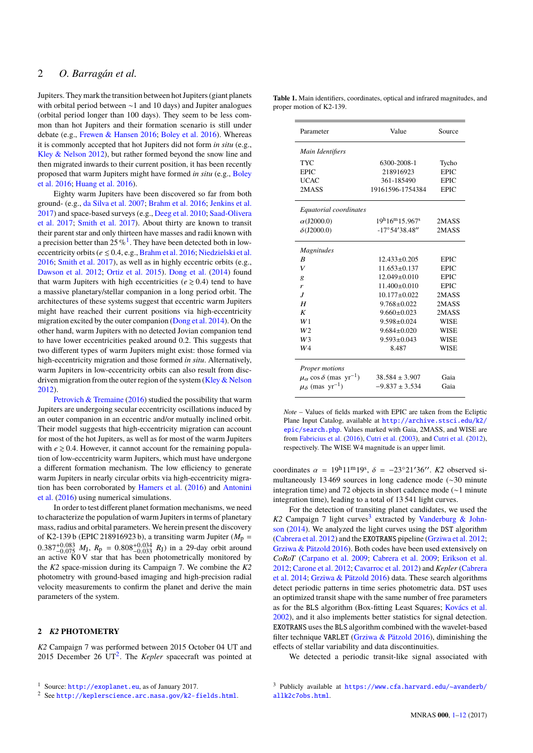Jupiters. They mark the transition between hot Jupiters (giant planets with orbital period between ∼1 and 10 days) and Jupiter analogues (orbital period longer than 100 days). They seem to be less common than hot Jupiters and their formation scenario is still under debate (e.g., Frewen & Hansen 2016; Boley et al. 2016). Whereas it is commonly accepted that hot Jupiters did not form *in situ* (e.g., Kley & Nelson 2012), but rather formed beyond the snow line and then migrated inwards to their current position, it has been recently proposed that warm Jupiters might have formed *in situ* (e.g., Boley et al. 2016; Huang et al. 2016).

Eighty warm Jupiters have been discovered so far from both ground- (e.g., da Silva et al. 2007; Brahm et al. 2016; Jenkins et al. 2017) and space-based surveys (e.g., Deeg et al. 2010; Saad-Olivera et al. 2017; Smith et al. 2017). About thirty are known to transit their parent star and only thirteen have masses and radii known with a precision better than 25 %[1]. They have been detected both in low-eccentricity orbits ($e \lesssim 0.4$, e.g., Brahm et al. 2016; Niedzielski et al. 2016; Smith et al. 2017), as well as in highly eccentric orbits (e.g., Dawson et al. 2012; Ortiz et al. 2015). Dong et al. (2014) found that warm Jupiters with high eccentricities ($e \gtrsim 0.4$) tend to have a massive planetary/stellar companion in a long period orbit. The architectures of these systems suggest that eccentric warm Jupiters might have reached their current positions via high-eccentricity migration excited by the outer companion (Dong et al. 2014). On the other hand, warm Jupiters with no detected Jovian companion tend to have lower eccentricities peaked around 0.2. This suggests that two different types of warm Jupiters might exist: those formed via high-eccentricity migration and those formed *in situ*. Alternatively, warm Jupiters in low-eccentricity orbits can also result from disc-driven migration from the outer region of the system (Kley & Nelson 2012).

Petrovich & Tremaine (2016) studied the possibility that warm Jupiters are undergoing secular eccentricity oscillations induced by an outer companion in an eccentric and/or mutually inclined orbit. Their model suggests that high-eccentricity migration can account for most of the hot Jupiters, as well as for most of the warm Jupiters with $e \gtrsim 0.4$. However, it cannot account for the remaining population of low-eccentricity warm Jupiters, which must have undergone a different formation mechanism. The low efficiency to generate warm Jupiters in nearly circular orbits via high-eccentricity migration has been corroborated by Hamers et al. (2016) and Antonini et al. (2016) using numerical simulations.

In order to test different planet formation mechanisms, we need to characterize the population of warm Jupiters in terms of planetary mass, radius and orbital parameters. We herein present the discovery of K2-139 b (EPIC 218916923 b), a transiting warm Jupiter ($M_{\rm p} = 0.387^{+0.083}_{-0.075}$ $M_{\rm J}$, $R_{\rm p} = 0.808^{+0.034}_{-0.033}$ $R_{\rm J}$) in a 29-day orbit around an active K0 V star that has been photometrically monitored by the *K2* space-mission during its Campaign 7. We combine the *K2* photometry with ground-based imaging and high-precision radial velocity measurements to confirm the planet and derive the main parameters of the system.

## 2 *K2* PHOTOMETRY

*K2* Campaign 7 was performed between 2015 October 04 UT and 2015 December 26 UT[2]. The *Kepler* spacecraft was pointed at coordinates $\alpha = 19^{\rm h}11^{\rm m}19^{\rm s}$, $\delta = -23°21'36''$. *K2* observed simultaneously 13 469 sources in long cadence mode (∼30 minute integration time) and 72 objects in short cadence mode (∼1 minute integration time), leading to a total of 13 541 light curves.

For the detection of transiting planet candidates, we used the *K2* Campaign 7 light curves[3] extracted by Vanderburg & Johnson (2014). We analyzed the light curves using the DST algorithm (Cabrera et al. 2012) and the EXOTRANS pipeline (Grziwa et al. 2012; Grziwa & Pätzold 2016). Both codes have been used extensively on *CoRoT* (Carpano et al. 2009; Cabrera et al. 2009; Erikson et al. 2012; Carone et al. 2012; Cavarroc et al. 2012) and *Kepler* (Cabrera et al. 2014; Grziwa & Pätzold 2016) data. These search algorithms detect periodic patterns in time series photometric data. DST uses an optimized transit shape with the same number of free parameters as for the BLS algorithm (Box-fitting Least Squares; Kovács et al. 2002), and it also implements better statistics for signal detection. EXOTRANS uses the BLS algorithm combined with the wavelet-based filter technique VARLET (Grziwa & Pätzold 2016), diminishing the effects of stellar variability and data discontinuities.

We detected a periodic transit-like signal associated with

**Table 1.** Main identifiers, coordinates, optical and infrared magnitudes, and proper motion of K2-139.

| Parameter | Value | Source |
|---|---|---|
| *Main Identifiers* | | |
| TYC | 6300-2008-1 | Tycho |
| EPIC | 218916923 | EPIC |
| UCAC | 361-185490 | EPIC |
| 2MASS | 19161596-1754384 | EPIC |
| *Equatorial coordinates* | | |
| $\alpha$(J2000.0) | $19^{\rm h}16^{\rm m}15.967^{\rm s}$ | 2MASS |
| $\delta$(J2000.0) | -17°54′38.48″ | 2MASS |
| *Magnitudes* | | |
| $B$ | 12.433±0.205 | EPIC |
| $V$ | 11.653±0.137 | EPIC |
| $g$ | 12.049±0.010 | EPIC |
| $r$ | 11.400±0.010 | EPIC |
| $J$ | 10.177±0.022 | 2MASS |
| $H$ | 9.768±0.022 | 2MASS |
| $K$ | 9.660±0.023 | 2MASS |
| $W1$ | 9.598±0.024 | WISE |
| $W2$ | 9.684±0.020 | WISE |
| $W3$ | 9.593±0.043 | WISE |
| $W4$ | 8.487 | WISE |
| *Proper motions* | | |
| $\mu_\alpha \cos\delta$ (mas yr$^{-1}$) | 38.584 ± 3.907 | Gaia |
| $\mu_\delta$ (mas yr$^{-1}$) | −9.837 ± 3.534 | Gaia |

*Note* – Values of fields marked with EPIC are taken from the Ecliptic Plane Input Catalog, available at http://archive.stsci.edu/k2/epic/search.php. Values marked with Gaia, 2MASS, and WISE are from Fabricius et al. (2016), Cutri et al. (2003), and Cutri et al. (2012), respectively. The WISE W4 magnitude is an upper limit.

[1] Source: http://exoplanet.eu, as of January 2017.

[2] See http://keplerscience.arc.nasa.gov/k2-fields.html.

[3] Publicly available at https://www.cfa.harvard.edu/~avanderb/allk2c7obs.html.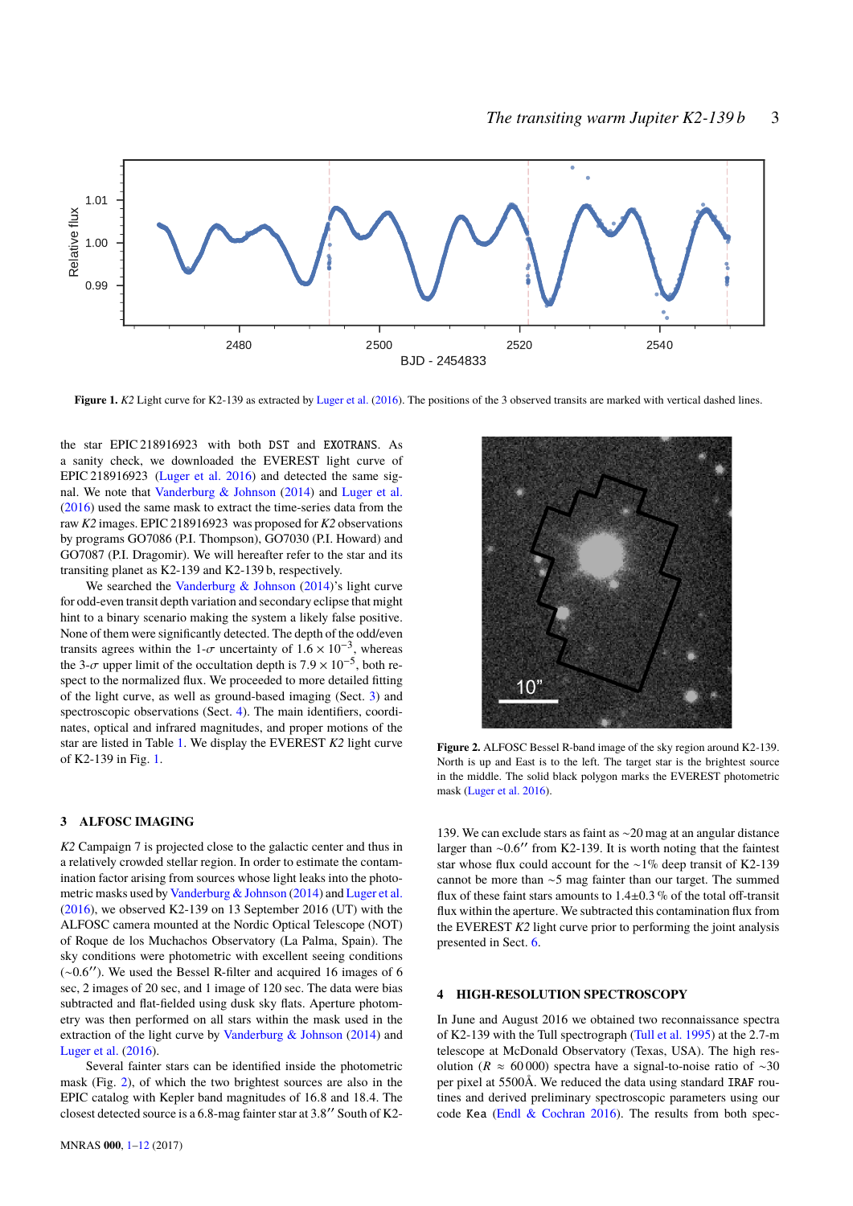**Figure 1.** *K2* Light curve for K2-139 as extracted by Luger et al. (2016). The positions of the 3 observed transits are marked with vertical dashed lines.

the star EPIC 218916923 with both DST and EXOTRANS. As a sanity check, we downloaded the EVEREST light curve of EPIC 218916923 (Luger et al. 2016) and detected the same signal. We note that Vanderburg & Johnson (2014) and Luger et al. (2016) used the same mask to extract the time-series data from the raw *K2* images. EPIC 218916923 was proposed for *K2* observations by programs GO7086 (P.I. Thompson), GO7030 (P.I. Howard) and GO7087 (P.I. Dragomir). We will hereafter refer to the star and its transiting planet as K2-139 and K2-139 b, respectively.

We searched the Vanderburg & Johnson (2014)'s light curve for odd-even transit depth variation and secondary eclipse that might hint to a binary scenario making the system a likely false positive. None of them were significantly detected. The depth of the odd/even transits agrees within the 1-$\sigma$ uncertainty of $1.6 \times 10^{-3}$, whereas the 3-$\sigma$ upper limit of the occultation depth is $7.9 \times 10^{-5}$, both respect to the normalized flux. We proceeded to more detailed fitting of the light curve, as well as ground-based imaging (Sect. 3) and spectroscopic observations (Sect. 4). The main identifiers, coordinates, optical and infrared magnitudes, and proper motions of the star are listed in Table 1. We display the EVEREST *K2* light curve of K2-139 in Fig. 1.

## 3 ALFOSC IMAGING

*K2* Campaign 7 is projected close to the galactic center and thus in a relatively crowded stellar region. In order to estimate the contamination factor arising from sources whose light leaks into the photometric masks used by Vanderburg & Johnson (2014) and Luger et al. (2016), we observed K2-139 on 13 September 2016 (UT) with the ALFOSC camera mounted at the Nordic Optical Telescope (NOT) of Roque de los Muchachos Observatory (La Palma, Spain). The sky conditions were photometric with excellent seeing conditions (∼0.6″). We used the Bessel R-filter and acquired 16 images of 6 sec, 2 images of 20 sec, and 1 image of 120 sec. The data were bias subtracted and flat-fielded using dusk sky flats. Aperture photometry was then performed on all stars within the mask used in the extraction of the light curve by Vanderburg & Johnson (2014) and Luger et al. (2016).

Several fainter stars can be identified inside the photometric mask (Fig. 2), of which the two brightest sources are also in the EPIC catalog with Kepler band magnitudes of 16.8 and 18.4. The closest detected source is a 6.8-mag fainter star at 3.8″ South of K2-139. We can exclude stars as faint as ∼20 mag at an angular distance larger than ∼0.6″ from K2-139. It is worth noting that the faintest star whose flux could account for the ∼1% deep transit of K2-139 cannot be more than ∼5 mag fainter than our target. The summed flux of these faint stars amounts to 1.4±0.3 % of the total off-transit flux within the aperture. We subtracted this contamination flux from the EVEREST *K2* light curve prior to performing the joint analysis presented in Sect. 6.

**Figure 2.** ALFOSC Bessel R-band image of the sky region around K2-139. North is up and East is to the left. The target star is the brightest source in the middle. The solid black polygon marks the EVEREST photometric mask (Luger et al. 2016).

## 4 HIGH-RESOLUTION SPECTROSCOPY

In June and August 2016 we obtained two reconnaissance spectra of K2-139 with the Tull spectrograph (Tull et al. 1995) at the 2.7-m telescope at McDonald Observatory (Texas, USA). The high resolution ($R \approx 60\,000$) spectra have a signal-to-noise ratio of ∼30 per pixel at 5500Å. We reduced the data using standard IRAF routines and derived preliminary spectroscopic parameters using our code Kea (Endl & Cochran 2016). The results from both spec-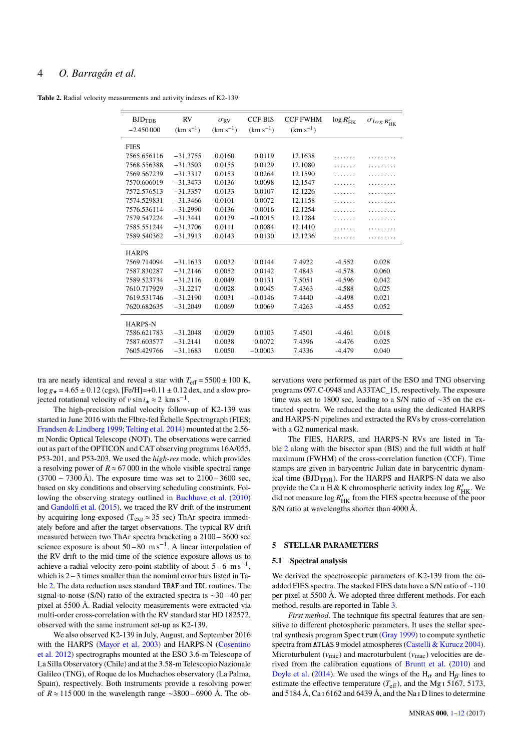**Table 2.** Radial velocity measurements and activity indexes of K2-139.

| $BJD_{TDB}$ $-2\,450\,000$ | RV (km s$^{-1}$) | $\sigma_{RV}$ (km s$^{-1}$) | CCF BIS (km s$^{-1}$) | CCF FWHM (km s$^{-1}$) | $\log R'_{HK}$ | $\sigma_{\log R'_{HK}}$ |
|---|---|---|---|---|---|---|
| FIES | | | | | | |
| 7565.656116 | $-31.3755$ | 0.0160 | 0.0119 | 12.1638 | ....... | ......... |
| 7568.556388 | $-31.3503$ | 0.0155 | 0.0129 | 12.1080 | ....... | ......... |
| 7569.567239 | $-31.3317$ | 0.0153 | 0.0264 | 12.1590 | ....... | ......... |
| 7570.606019 | $-31.3473$ | 0.0136 | 0.0098 | 12.1547 | ....... | ......... |
| 7572.576513 | $-31.3357$ | 0.0133 | 0.0107 | 12.1226 | ....... | ......... |
| 7574.529831 | $-31.3466$ | 0.0101 | 0.0072 | 12.1158 | ....... | ......... |
| 7576.536114 | $-31.2990$ | 0.0136 | 0.0016 | 12.1254 | ....... | ......... |
| 7579.547224 | $-31.3441$ | 0.0139 | $-0.0015$ | 12.1284 | ....... | ......... |
| 7585.551244 | $-31.3706$ | 0.0111 | 0.0084 | 12.1410 | ....... | ......... |
| 7589.540362 | $-31.3913$ | 0.0143 | 0.0130 | 12.1236 | ....... | ......... |
| HARPS | | | | | | |
| 7569.714094 | $-31.1633$ | 0.0032 | 0.0144 | 7.4922 | -4.552 | 0.028 |
| 7587.830287 | $-31.2146$ | 0.0052 | 0.0142 | 7.4843 | -4.578 | 0.060 |
| 7589.523734 | $-31.2116$ | 0.0049 | 0.0131 | 7.5051 | -4.596 | 0.042 |
| 7610.717929 | $-31.2217$ | 0.0028 | 0.0045 | 7.4363 | -4.588 | 0.025 |
| 7619.531746 | $-31.2190$ | 0.0031 | $-0.0146$ | 7.4440 | -4.498 | 0.021 |
| 7620.682635 | $-31.2049$ | 0.0069 | 0.0069 | 7.4263 | -4.455 | 0.052 |
| HARPS-N | | | | | | |
| 7586.621783 | $-31.2048$ | 0.0029 | 0.0103 | 7.4501 | -4.461 | 0.018 |
| 7587.603577 | $-31.2141$ | 0.0038 | 0.0072 | 7.4396 | -4.476 | 0.025 |
| 7605.429766 | $-31.1683$ | 0.0050 | $-0.0003$ | 7.4336 | -4.479 | 0.040 |

tra are nearly identical and reveal a star with $T_{\rm eff} = 5500 \pm 100$ K, $\log g_\star = 4.65 \pm 0.12$ (cgs), [Fe/H]=+0.11 ± 0.12 dex, and a slow projected rotational velocity of $v \sin i_\star \approx 2$ km s$^{-1}$.

The high-precision radial velocity follow-up of K2-139 was started in June 2016 with the FIbre-fed Échelle Spectrograph (FIES; Frandsen & Lindberg 1999; Telting et al. 2014) mounted at the 2.56-m Nordic Optical Telescope (NOT). The observations were carried out as part of the OPTICON and CAT observing programs 16A/055, P53-201, and P53-203. We used the *high-res* mode, which provides a resolving power of $R \approx 67\,000$ in the whole visible spectral range (3700 – 7300 Å). The exposure time was set to 2100 – 3600 sec, based on sky conditions and observing scheduling constraints. Following the observing strategy outlined in Buchhave et al. (2010) and Gandolfi et al. (2015), we traced the RV drift of the instrument by acquiring long-exposed ($T_{\rm exp} \approx 35$ sec) ThAr spectra immediately before and after the target observations. The typical RV drift measured between two ThAr spectra bracketing a 2100 – 3600 sec science exposure is about 50 – 80 m s$^{-1}$. A linear interpolation of the RV drift to the mid-time of the science exposure allows us to achieve a radial velocity zero-point stability of about 5 – 6 m s$^{-1}$, which is 2 – 3 times smaller than the nominal error bars listed in Table 2. The data reduction uses standard IRAF and IDL routines. The signal-to-noise (S/N) ratio of the extracted spectra is ∼30 – 40 per pixel at 5500 Å. Radial velocity measurements were extracted via multi-order cross-correlation with the RV standard star HD 182572, observed with the same instrument set-up as K2-139.

We also observed K2-139 in July, August, and September 2016 with the HARPS (Mayor et al. 2003) and HARPS-N (Cosentino et al. 2012) spectrographs mounted at the ESO 3.6-m Telescope of La Silla Observatory (Chile) and at the 3.58-m Telescopio Nazionale Galileo (TNG), of Roque de los Muchachos observatory (La Palma, Spain), respectively. Both instruments provide a resolving power of $R \approx 115\,000$ in the wavelength range ∼3800 – 6900 Å. The observations were performed as part of the ESO and TNG observing programs 097.C-0948 and A33TAC_15, respectively. The exposure time was set to 1800 sec, leading to a S/N ratio of ∼35 on the extracted spectra. We reduced the data using the dedicated HARPS and HARPS-N pipelines and extracted the RVs by cross-correlation with a G2 numerical mask.

The FIES, HARPS, and HARPS-N RVs are listed in Table 2 along with the bisector span (BIS) and the full width at half maximum (FWHM) of the cross-correlation function (CCF). Time stamps are given in barycentric Julian date in barycentric dynamical time ($BJD_{TDB}$). For the HARPS and HARPS-N data we also provide the Ca II H & K chromospheric activity index $\log R'_{HK}$. We did not measure $\log R'_{HK}$ from the FIES spectra because of the poor S/N ratio at wavelengths shorter than 4000 Å.

## 5 STELLAR PARAMETERS

### 5.1 Spectral analysis

We derived the spectroscopic parameters of K2-139 from the co-added FIES spectra. The stacked FIES data have a S/N ratio of ∼110 per pixel at 5500 Å. We adopted three different methods. For each method, results are reported in Table 3.

*First method*. The technique fits spectral features that are sensitive to different photospheric parameters. It uses the stellar spectral synthesis program Spectrum (Gray 1999) to compute synthetic spectra from ATLAS 9 model atmospheres (Castelli & Kurucz 2004). Microturbulent ($v_{\rm mic}$) and macroturbulent ($v_{\rm mac}$) velocities are derived from the calibration equations of Bruntt et al. (2010) and Doyle et al. (2014). We used the wings of the $H_\alpha$ and $H_\beta$ lines to estimate the effective temperature ($T_{\rm eff}$), and the Mg I 5167, 5173, and 5184 Å, Ca I 6162 and 6439 Å, and the Na I D lines to determine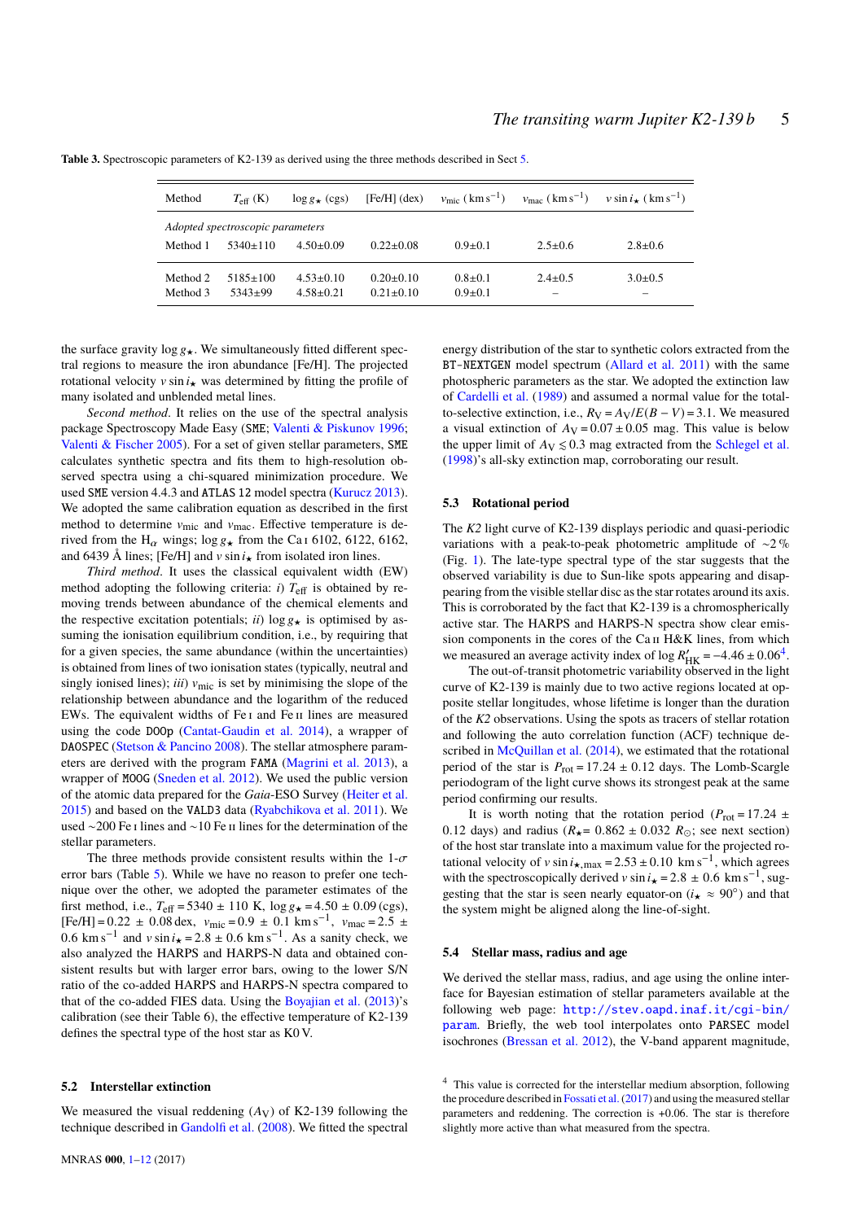**Table 3.** Spectroscopic parameters of K2-139 as derived using the three methods described in Sect 5.

| Method | $T_{\rm eff}$ (K) | $\log g_\star$ (cgs) | [Fe/H] (dex) | $v_{\rm mic}$ (km s$^{-1}$) | $v_{\rm mac}$ (km s$^{-1}$) | $v \sin i_\star$ (km s$^{-1}$) |
|---|---|---|---|---|---|---|
| *Adopted spectroscopic parameters* | | | | | | |
| Method 1 | 5340±110 | 4.50±0.09 | 0.22±0.08 | 0.9±0.1 | 2.5±0.6 | 2.8±0.6 |
| Method 2 | 5185±100 | 4.53±0.10 | 0.20±0.10 | 0.8±0.1 | 2.4±0.5 | 3.0±0.5 |
| Method 3 | 5343±99 | 4.58±0.21 | 0.21±0.10 | 0.9±0.1 | – | – |

the surface gravity $\log g_\star$. We simultaneously fitted different spectral regions to measure the iron abundance [Fe/H]. The projected rotational velocity $v \sin i_\star$ was determined by fitting the profile of many isolated and unblended metal lines.

*Second method*. It relies on the use of the spectral analysis package Spectroscopy Made Easy (SME; Valenti & Piskunov 1996; Valenti & Fischer 2005). For a set of given stellar parameters, SME calculates synthetic spectra and fits them to high-resolution observed spectra using a chi-squared minimization procedure. We used SME version 4.4.3 and ATLAS 12 model spectra (Kurucz 2013). We adopted the same calibration equation as described in the first method to determine $v_{\rm mic}$ and $v_{\rm mac}$. Effective temperature is derived from the $H_\alpha$ wings; $\log g_\star$ from the Ca I 6102, 6122, 6162, and 6439 Å lines; [Fe/H] and $v \sin i_\star$ from isolated iron lines.

*Third method*. It uses the classical equivalent width (EW) method adopting the following criteria: *i)* $T_{\rm eff}$ is obtained by removing trends between abundance of the chemical elements and the respective excitation potentials; *ii)* $\log g_\star$ is optimised by assuming the ionisation equilibrium condition, i.e., by requiring that for a given species, the same abundance (within the uncertainties) is obtained from lines of two ionisation states (typically, neutral and singly ionised lines); *iii)* $v_{\rm mic}$ is set by minimising the slope of the relationship between abundance and the logarithm of the reduced EWs. The equivalent widths of Fe I and Fe II lines are measured using the code DOOp (Cantat-Gaudin et al. 2014), a wrapper of DAOSPEC (Stetson & Pancino 2008). The stellar atmosphere parameters are derived with the program FAMA (Magrini et al. 2013), a wrapper of MOOG (Sneden et al. 2012). We used the public version of the atomic data prepared for the *Gaia*-ESO Survey (Heiter et al. 2015) and based on the VALD3 data (Ryabchikova et al. 2011). We used ~200 Fe I lines and ~10 Fe II lines for the determination of the stellar parameters.

The three methods provide consistent results within the 1-$\sigma$ error bars (Table 5). While we have no reason to prefer one technique over the other, we adopted the parameter estimates of the first method, i.e., $T_{\rm eff} = 5340 \pm 110$ K, $\log g_\star = 4.50 \pm 0.09$ (cgs), [Fe/H] $= 0.22 \pm 0.08$ dex, $v_{\rm mic} = 0.9 \pm 0.1$ km s$^{-1}$, $v_{\rm mac} = 2.5 \pm 0.6$ km s$^{-1}$ and $v \sin i_\star = 2.8 \pm 0.6$ km s$^{-1}$. As a sanity check, we also analyzed the HARPS and HARPS-N data and obtained consistent results but with larger error bars, owing to the lower S/N ratio of the co-added HARPS and HARPS-N spectra compared to that of the co-added FIES data. Using the Boyajian et al. (2013)'s calibration (see their Table 6), the effective temperature of K2-139 defines the spectral type of the host star as K0 V.

### 5.2 Interstellar extinction

We measured the visual reddening ($A_{\rm V}$) of K2-139 following the technique described in Gandolfi et al. (2008). We fitted the spectral energy distribution of the star to synthetic colors extracted from the BT-NEXTGEN model spectrum (Allard et al. 2011) with the same photospheric parameters as the star. We adopted the extinction law of Cardelli et al. (1989) and assumed a normal value for the total-to-selective extinction, i.e., $R_{\rm V} = A_{\rm V}/E(B-V) = 3.1$. We measured a visual extinction of $A_{\rm V} = 0.07 \pm 0.05$ mag. This value is below the upper limit of $A_{\rm V} \lesssim 0.3$ mag extracted from the Schlegel et al. (1998)'s all-sky extinction map, corroborating our result.

### 5.3 Rotational period

The *K2* light curve of K2-139 displays periodic and quasi-periodic variations with a peak-to-peak photometric amplitude of ~2 % (Fig. 1). The late-type spectral type of the star suggests that the observed variability is due to Sun-like spots appearing and disappearing from the visible stellar disc as the star rotates around its axis. This is corroborated by the fact that K2-139 is a chromospherically active star. The HARPS and HARPS-N spectra show clear emission components in the cores of the Ca II H&K lines, from which we measured an average activity index of $\log R'_{\rm HK} = -4.46 \pm 0.06$[4].

The out-of-transit photometric variability observed in the light curve of K2-139 is mainly due to two active regions located at opposite stellar longitudes, whose lifetime is longer than the duration of the *K2* observations. Using the spots as tracers of stellar rotation and following the auto correlation function (ACF) technique described in McQuillan et al. (2014), we estimated that the rotational period of the star is $P_{\rm rot} = 17.24 \pm 0.12$ days. The Lomb-Scargle periodogram of the light curve shows its strongest peak at the same period confirming our results.

It is worth noting that the rotation period ($P_{\rm rot} = 17.24 \pm 0.12$ days) and radius ($R_\star = 0.862 \pm 0.032$ $R_\odot$; see next section) of the host star translate into a maximum value for the projected rotational velocity of $v \sin i_{\star,\rm max} = 2.53 \pm 0.10$ km s$^{-1}$, which agrees with the spectroscopically derived $v \sin i_\star = 2.8 \pm 0.6$ km s$^{-1}$, suggesting that the star is seen nearly equator-on ($i_\star \approx 90°$) and that the system might be aligned along the line-of-sight.

### 5.4 Stellar mass, radius and age

We derived the stellar mass, radius, and age using the online interface for Bayesian estimation of stellar parameters available at the following web page: http://stev.oapd.inaf.it/cgi-bin/param. Briefly, the web tool interpolates onto PARSEC model isochrones (Bressan et al. 2012), the V-band apparent magnitude,

[4] This value is corrected for the interstellar medium absorption, following the procedure described in Fossati et al. (2017) and using the measured stellar parameters and reddening. The correction is +0.06. The star is therefore slightly more active than what measured from the spectra.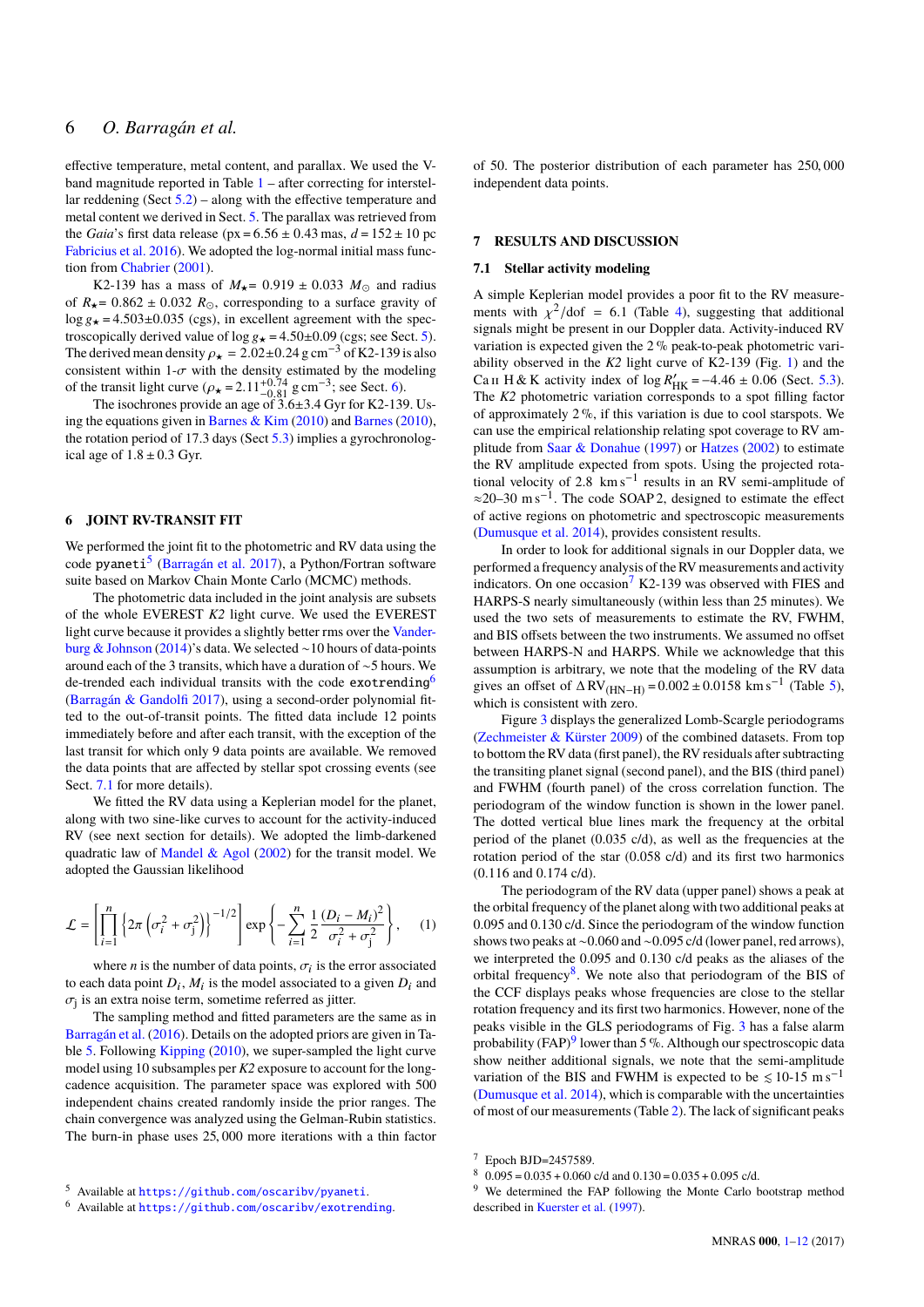effective temperature, metal content, and parallax. We used the V-band magnitude reported in Table 1 – after correcting for interstellar reddening (Sect 5.2) – along with the effective temperature and metal content we derived in Sect. 5. The parallax was retrieved from the *Gaia*'s first data release (px = 6.56 ± 0.43 mas, $d = 152 \pm 10$ pc Fabricius et al. 2016). We adopted the log-normal initial mass function from Chabrier (2001).

K2-139 has a mass of $M_\star = 0.919 \pm 0.033\ M_\odot$ and radius of $R_\star = 0.862 \pm 0.032\ R_\odot$, corresponding to a surface gravity of $\log g_\star = 4.503 \pm 0.035$ (cgs), in excellent agreement with the spectroscopically derived value of $\log g_\star = 4.50 \pm 0.09$ (cgs; see Sect. 5). The derived mean density $\rho_\star = 2.02 \pm 0.24$ g cm$^{-3}$ of K2-139 is also consistent within 1-$\sigma$ with the density estimated by the modeling of the transit light curve ($\rho_\star = 2.11^{+0.74}_{-0.81}$ g cm$^{-3}$; see Sect. 6).

The isochrones provide an age of 3.6±3.4 Gyr for K2-139. Using the equations given in Barnes & Kim (2010) and Barnes (2010), the rotation period of 17.3 days (Sect 5.3) implies a gyrochronological age of $1.8 \pm 0.3$ Gyr.

## 6 JOINT RV-TRANSIT FIT

We performed the joint fit to the photometric and RV data using the code `pyaneti`[5] (Barragán et al. 2017), a Python/Fortran software suite based on Markov Chain Monte Carlo (MCMC) methods.

The photometric data included in the joint analysis are subsets of the whole EVEREST *K2* light curve. We used the EVEREST light curve because it provides a slightly better rms over the Vanderburg & Johnson (2014)'s data. We selected ~10 hours of data-points around each of the 3 transits, which have a duration of ~5 hours. We de-trended each individual transits with the code `exotrending`[6] (Barragán & Gandolfi 2017), using a second-order polynomial fitted to the out-of-transit points. The fitted data include 12 points immediately before and after each transit, with the exception of the last transit for which only 9 data points are available. We removed the data points that are affected by stellar spot crossing events (see Sect. 7.1 for more details).

We fitted the RV data using a Keplerian model for the planet, along with two sine-like curves to account for the activity-induced RV (see next section for details). We adopted the limb-darkened quadratic law of Mandel & Agol (2002) for the transit model. We adopted the Gaussian likelihood

$$\mathcal{L} = \left[ \prod_{i=1}^{n} \left\{ 2\pi \left( \sigma_i^2 + \sigma_j^2 \right) \right\}^{-1/2} \right] \exp \left\{ - \sum_{i=1}^{n} \frac{1}{2} \frac{(D_i - M_i)^2}{\sigma_i^2 + \sigma_j^2} \right\}, \quad (1)$$

where $n$ is the number of data points, $\sigma_i$ is the error associated to each data point $D_i$, $M_i$ is the model associated to a given $D_i$ and $\sigma_j$ is an extra noise term, sometime referred as jitter.

The sampling method and fitted parameters are the same as in Barragán et al. (2016). Details on the adopted priors are given in Table 5. Following Kipping (2010), we super-sampled the light curve model using 10 subsamples per *K2* exposure to account for the long-cadence acquisition. The parameter space was explored with 500 independent chains created randomly inside the prior ranges. The chain convergence was analyzed using the Gelman-Rubin statistics. The burn-in phase uses 25,000 more iterations with a thin factor of 50. The posterior distribution of each parameter has 250,000 independent data points.

## 7 RESULTS AND DISCUSSION

### 7.1 Stellar activity modeling

A simple Keplerian model provides a poor fit to the RV measurements with $\chi^2/\mathrm{dof} = 6.1$ (Table 4), suggesting that additional signals might be present in our Doppler data. Activity-induced RV variation is expected given the 2 % peak-to-peak photometric variability observed in the *K2* light curve of K2-139 (Fig. 1) and the Ca II H & K activity index of $\log R'_{\mathrm{HK}} = -4.46 \pm 0.06$ (Sect. 5.3). The *K2* photometric variation corresponds to a spot filling factor of approximately 2 %, if this variation is due to cool starspots. We can use the empirical relationship relating spot coverage to RV amplitude from Saar & Donahue (1997) or Hatzes (2002) to estimate the RV amplitude expected from spots. Using the projected rotational velocity of 2.8 km s$^{-1}$ results in an RV semi-amplitude of ≈20–30 m s$^{-1}$. The code SOAP 2, designed to estimate the effect of active regions on photometric and spectroscopic measurements (Dumusque et al. 2014), provides consistent results.

In order to look for additional signals in our Doppler data, we performed a frequency analysis of the RV measurements and activity indicators. On one occasion[7] K2-139 was observed with FIES and HARPS-S nearly simultaneously (within less than 25 minutes). We used the two sets of measurements to estimate the RV, FWHM, and BIS offsets between the two instruments. We assumed no offset between HARPS-N and HARPS. While we acknowledge that this assumption is arbitrary, we note that the modeling of the RV data gives an offset of $\Delta \mathrm{RV}_{(\mathrm{HN-H})} = 0.002 \pm 0.0158$ km s$^{-1}$ (Table 5), which is consistent with zero.

Figure 3 displays the generalized Lomb-Scargle periodograms (Zechmeister & Kürster 2009) of the combined datasets. From top to bottom the RV data (first panel), the RV residuals after subtracting the transiting planet signal (second panel), and the BIS (third panel) and FWHM (fourth panel) of the cross correlation function. The periodogram of the window function is shown in the lower panel. The dotted vertical blue lines mark the frequency at the orbital period of the planet (0.035 c/d), as well as the frequencies at the rotation period of the star (0.058 c/d) and its first two harmonics (0.116 and 0.174 c/d).

The periodogram of the RV data (upper panel) shows a peak at the orbital frequency of the planet along with two additional peaks at 0.095 and 0.130 c/d. Since the periodogram of the window function shows two peaks at ~0.060 and ~0.095 c/d (lower panel, red arrows), we interpreted the 0.095 and 0.130 c/d peaks as the aliases of the orbital frequency[8]. We note also that periodogram of the BIS of the CCF displays peaks whose frequencies are close to the stellar rotation frequency and its first two harmonics. However, none of the peaks visible in the GLS periodograms of Fig. 3 has a false alarm probability (FAP)[9] lower than 5 %. Although our spectroscopic data show neither additional signals, we note that the semi-amplitude variation of the BIS and FWHM is expected to be ≲ 10-15 m s$^{-1}$ (Dumusque et al. 2014), which is comparable with the uncertainties of most of our measurements (Table 2). The lack of significant peaks

---

[5] Available at https://github.com/oscaribv/pyaneti.

[6] Available at https://github.com/oscaribv/exotrending.

[7] Epoch BJD=2457589.

[8] 0.095 = 0.035 + 0.060 c/d and 0.130 = 0.035 + 0.095 c/d.

[9] We determined the FAP following the Monte Carlo bootstrap method described in Kuerster et al. (1997).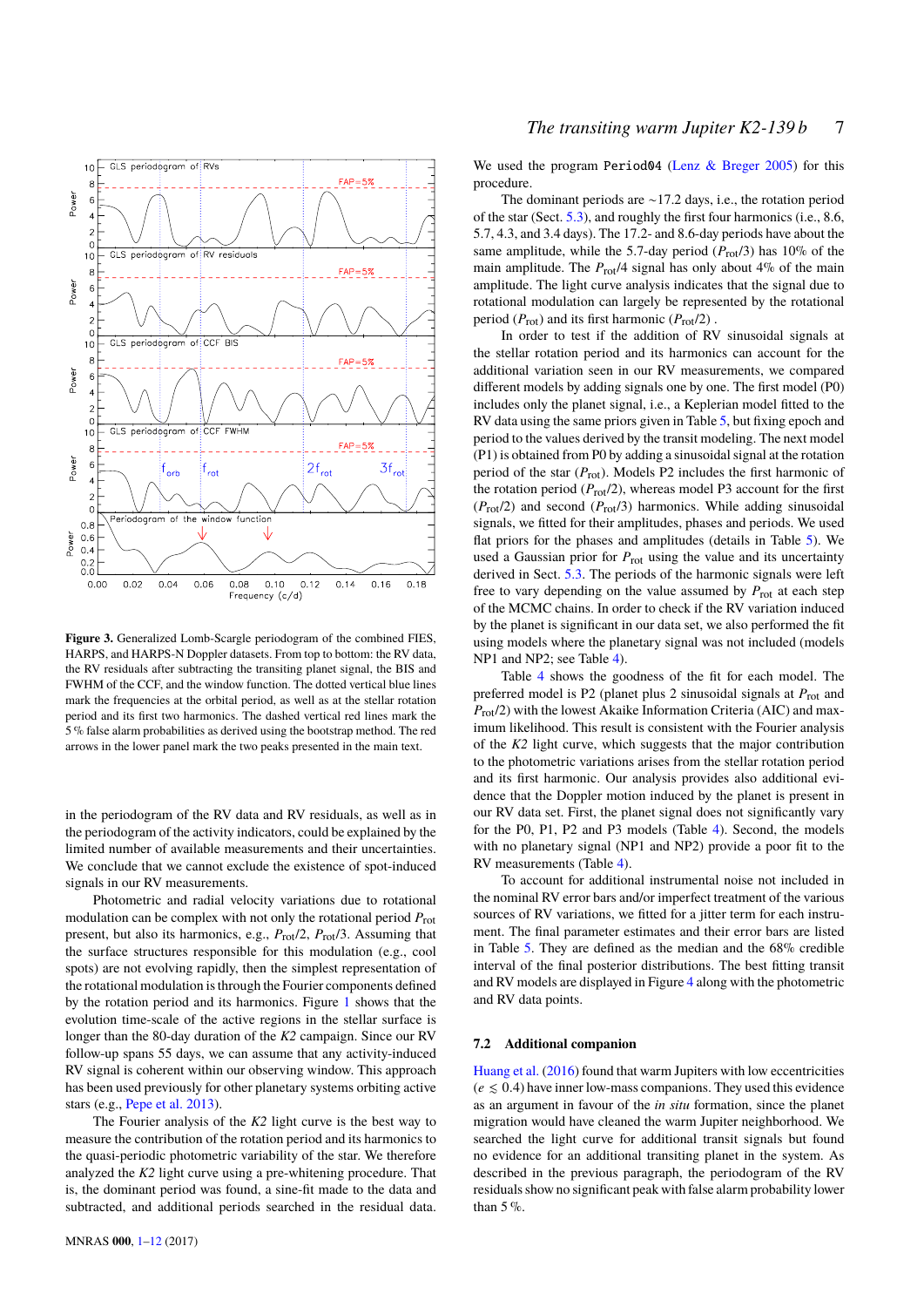**Figure 3.** Generalized Lomb-Scargle periodogram of the combined FIES, HARPS, and HARPS-N Doppler datasets. From top to bottom: the RV data, the RV residuals after subtracting the transiting planet signal, the BIS and FWHM of the CCF, and the window function. The dotted vertical blue lines mark the frequencies at the orbital period, as well as at the stellar rotation period and its first two harmonics. The dashed vertical red lines mark the 5 % false alarm probabilities as derived using the bootstrap method. The red arrows in the lower panel mark the two peaks presented in the main text.

in the periodogram of the RV data and RV residuals, as well as in the periodogram of the activity indicators, could be explained by the limited number of available measurements and their uncertainties. We conclude that we cannot exclude the existence of spot-induced signals in our RV measurements.

Photometric and radial velocity variations due to rotational modulation can be complex with not only the rotational period $P_{\rm rot}$ present, but also its harmonics, e.g., $P_{\rm rot}/2$, $P_{\rm rot}/3$. Assuming that the surface structures responsible for this modulation (e.g., cool spots) are not evolving rapidly, then the simplest representation of the rotational modulation is through the Fourier components defined by the rotation period and its harmonics. Figure 1 shows that the evolution time-scale of the active regions in the stellar surface is longer than the 80-day duration of the *K2* campaign. Since our RV follow-up spans 55 days, we can assume that any activity-induced RV signal is coherent within our observing window. This approach has been used previously for other planetary systems orbiting active stars (e.g., Pepe et al. 2013).

The Fourier analysis of the *K2* light curve is the best way to measure the contribution of the rotation period and its harmonics to the quasi-periodic photometric variability of the star. We therefore analyzed the *K2* light curve using a pre-whitening procedure. That is, the dominant period was found, a sine-fit made to the data and subtracted, and additional periods searched in the residual data. We used the program `Period04` (Lenz & Breger 2005) for this procedure.

The dominant periods are ∼17.2 days, i.e., the rotation period of the star (Sect. 5.3), and roughly the first four harmonics (i.e., 8.6, 5.7, 4.3, and 3.4 days). The 17.2- and 8.6-day periods have about the same amplitude, while the 5.7-day period ($P_{\rm rot}/3$) has 10% of the main amplitude. The $P_{\rm rot}/4$ signal has only about 4% of the main amplitude. The light curve analysis indicates that the signal due to rotational modulation can largely be represented by the rotational period ($P_{\rm rot}$) and its first harmonic ($P_{\rm rot}/2$) .

In order to test if the addition of RV sinusoidal signals at the stellar rotation period and its harmonics can account for the additional variation seen in our RV measurements, we compared different models by adding signals one by one. The first model (P0) includes only the planet signal, i.e., a Keplerian model fitted to the RV data using the same priors given in Table 5, but fixing epoch and period to the values derived by the transit modeling. The next model (P1) is obtained from P0 by adding a sinusoidal signal at the rotation period of the star ($P_{\rm rot}$). Models P2 includes the first harmonic of the rotation period ($P_{\rm rot}/2$), whereas model P3 account for the first ($P_{\rm rot}/2$) and second ($P_{\rm rot}/3$) harmonics. While adding sinusoidal signals, we fitted for their amplitudes, phases and periods. We used flat priors for the phases and amplitudes (details in Table 5). We used a Gaussian prior for $P_{\rm rot}$ using the value and its uncertainty derived in Sect. 5.3. The periods of the harmonic signals were left free to vary depending on the value assumed by $P_{\rm rot}$ at each step of the MCMC chains. In order to check if the RV variation induced by the planet is significant in our data set, we also performed the fit using models where the planetary signal was not included (models NP1 and NP2; see Table 4).

Table 4 shows the goodness of the fit for each model. The preferred model is P2 (planet plus 2 sinusoidal signals at $P_{\rm rot}$ and $P_{\rm rot}/2$) with the lowest Akaike Information Criteria (AIC) and maximum likelihood. This result is consistent with the Fourier analysis of the *K2* light curve, which suggests that the major contribution to the photometric variations arises from the stellar rotation period and its first harmonic. Our analysis provides also additional evidence that the Doppler motion induced by the planet is present in our RV data set. First, the planet signal does not significantly vary for the P0, P1, P2 and P3 models (Table 4). Second, the models with no planetary signal (NP1 and NP2) provide a poor fit to the RV measurements (Table 4).

To account for additional instrumental noise not included in the nominal RV error bars and/or imperfect treatment of the various sources of RV variations, we fitted for a jitter term for each instrument. The final parameter estimates and their error bars are listed in Table 5. They are defined as the median and the 68% credible interval of the final posterior distributions. The best fitting transit and RV models are displayed in Figure 4 along with the photometric and RV data points.

### 7.2 Additional companion

Huang et al. (2016) found that warm Jupiters with low eccentricities ($e \lesssim 0.4$) have inner low-mass companions. They used this evidence as an argument in favour of the *in situ* formation, since the planet migration would have cleaned the warm Jupiter neighborhood. We searched the light curve for additional transit signals but found no evidence for an additional transiting planet in the system. As described in the previous paragraph, the periodogram of the RV residuals show no significant peak with false alarm probability lower than 5 %.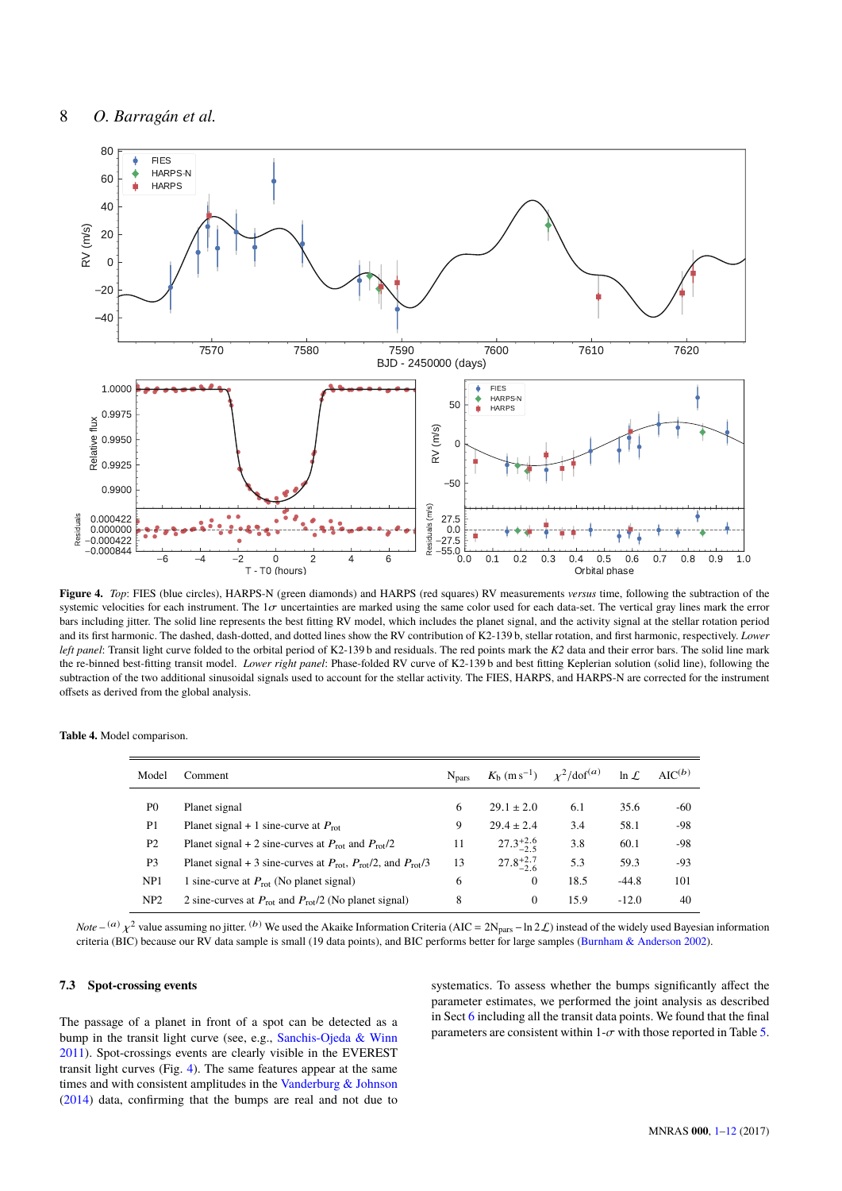**Figure 4.** *Top*: FIES (blue circles), HARPS-N (green diamonds) and HARPS (red squares) RV measurements *versus* time, following the subtraction of the systemic velocities for each instrument. The $1\sigma$ uncertainties are marked using the same color used for each data-set. The vertical gray lines mark the error bars including jitter. The solid line represents the best fitting RV model, which includes the planet signal, and the activity signal at the stellar rotation period and its first harmonic. The dashed, dash-dotted, and dotted lines show the RV contribution of K2-139 b, stellar rotation, and first harmonic, respectively. *Lower left panel*: Transit light curve folded to the orbital period of K2-139 b and residuals. The red points mark the *K2* data and their error bars. The solid line mark the re-binned best-fitting transit model. *Lower right panel*: Phase-folded RV curve of K2-139 b and best fitting Keplerian solution (solid line), following the subtraction of the two additional sinusoidal signals used to account for the stellar activity. The FIES, HARPS, and HARPS-N are corrected for the instrument offsets as derived from the global analysis.

**Table 4.** Model comparison.

| Model | Comment | $N_{\rm pars}$ | $K_{\rm b}$ (m s$^{-1}$) | $\chi^2$/dof$^{(a)}$ | ln $\mathcal{L}$ | AIC$^{(b)}$ |
|---|---|---|---|---|---|---|
| P0 | Planet signal | 6 | $29.1 \pm 2.0$ | 6.1 | 35.6 | -60 |
| P1 | Planet signal + 1 sine-curve at $P_{\rm rot}$ | 9 | $29.4 \pm 2.4$ | 3.4 | 58.1 | -98 |
| P2 | Planet signal + 2 sine-curves at $P_{\rm rot}$ and $P_{\rm rot}/2$ | 11 | $27.3^{+2.6}_{-2.5}$ | 3.8 | 60.1 | -98 |
| P3 | Planet signal + 3 sine-curves at $P_{\rm rot}$, $P_{\rm rot}/2$, and $P_{\rm rot}/3$ | 13 | $27.8^{+2.7}_{-2.6}$ | 5.3 | 59.3 | -93 |
| NP1 | 1 sine-curve at $P_{\rm rot}$ (No planet signal) | 6 | 0 | 18.5 | -44.8 | 101 |
| NP2 | 2 sine-curves at $P_{\rm rot}$ and $P_{\rm rot}/2$ (No planet signal) | 8 | 0 | 15.9 | -12.0 | 40 |

*Note* – $^{(a)}$ $\chi^2$ value assuming no jitter. $^{(b)}$ We used the Akaike Information Criteria (AIC = $2N_{\rm pars} - \ln 2\mathcal{L}$) instead of the widely used Bayesian information criteria (BIC) because our RV data sample is small (19 data points), and BIC performs better for large samples (Burnham & Anderson 2002).

### 7.3 Spot-crossing events

The passage of a planet in front of a spot can be detected as a bump in the transit light curve (see, e.g., Sanchis-Ojeda & Winn 2011). Spot-crossings events are clearly visible in the EVEREST transit light curves (Fig. 4). The same features appear at the same times and with consistent amplitudes in the Vanderburg & Johnson (2014) data, confirming that the bumps are real and not due to systematics. To assess whether the bumps significantly affect the parameter estimates, we performed the joint analysis as described in Sect 6 including all the transit data points. We found that the final parameters are consistent within 1-$\sigma$ with those reported in Table 5.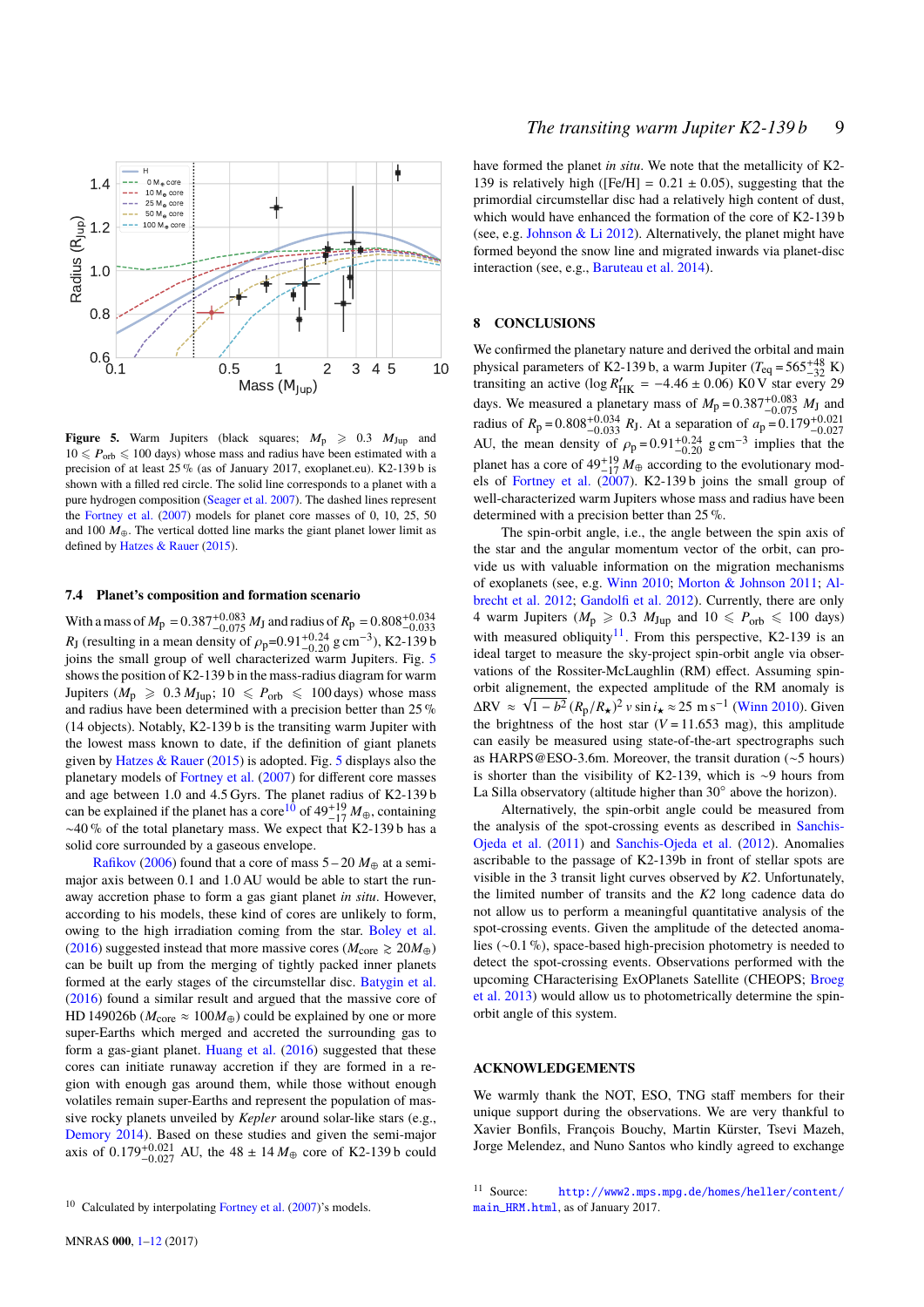**Figure 5.** Warm Jupiters (black squares; $M_p \geqslant 0.3\ M_{Jup}$ and $10 \leqslant P_{orb} \leqslant 100$ days) whose mass and radius have been estimated with a precision of at least 25 % (as of January 2017, exoplanet.eu). K2-139 b is shown with a filled red circle. The solid line corresponds to a planet with a pure hydrogen composition (Seager et al. 2007). The dashed lines represent the Fortney et al. (2007) models for planet core masses of 0, 10, 25, 50 and 100 $M_\oplus$. The vertical dotted line marks the giant planet lower limit as defined by Hatzes & Rauer (2015).

### 7.4 Planet's composition and formation scenario

With a mass of $M_p = 0.387^{+0.083}_{-0.075}\ M_J$ and radius of $R_p = 0.808^{+0.034}_{-0.033}\ R_J$ (resulting in a mean density of $\rho_p$=$0.91^{+0.24}_{-0.20}$ g cm$^{-3}$), K2-139 b joins the small group of well characterized warm Jupiters. Fig. 5 shows the position of K2-139 b in the mass-radius diagram for warm Jupiters ($M_p \geqslant 0.3\ M_{Jup}$; $10 \leqslant P_{orb} \leqslant 100$ days) whose mass and radius have been determined with a precision better than 25 % (14 objects). Notably, K2-139 b is the transiting warm Jupiter with the lowest mass known to date, if the definition of giant planets given by Hatzes & Rauer (2015) is adopted. Fig. 5 displays also the planetary models of Fortney et al. (2007) for different core masses and age between 1.0 and 4.5 Gyrs. The planet radius of K2-139 b can be explained if the planet has a core[10] of $49^{+19}_{-17}\ M_\oplus$, containing ~40 % of the total planetary mass. We expect that K2-139 b has a solid core surrounded by a gaseous envelope.

Rafikov (2006) found that a core of mass 5 – 20 $M_\oplus$ at a semi-major axis between 0.1 and 1.0 AU would be able to start the run-away accretion phase to form a gas giant planet *in situ*. However, according to his models, these kind of cores are unlikely to form, owing to the high irradiation coming from the star. Boley et al. (2016) suggested instead that more massive cores ($M_{core} \gtrsim 20 M_\oplus$) can be built up from the merging of tightly packed inner planets formed at the early stages of the circumstellar disc. Batygin et al. (2016) found a similar result and argued that the massive core of HD 149026b ($M_{core} \approx 100 M_\oplus$) could be explained by one or more super-Earths which merged and accreted the surrounding gas to form a gas-giant planet. Huang et al. (2016) suggested that these cores can initiate runaway accretion if they are formed in a region with enough gas around them, while those without enough volatiles remain super-Earths and represent the population of massive rocky planets unveiled by *Kepler* around solar-like stars (e.g., Demory 2014). Based on these studies and given the semi-major axis of $0.179^{+0.021}_{-0.027}$ AU, the $48 \pm 14\ M_\oplus$ core of K2-139 b could have formed the planet *in situ*. We note that the metallicity of K2-139 is relatively high ([Fe/H] = 0.21 ± 0.05), suggesting that the primordial circumstellar disc had a relatively high content of dust, which would have enhanced the formation of the core of K2-139 b (see, e.g. Johnson & Li 2012). Alternatively, the planet might have formed beyond the snow line and migrated inwards via planet-disc interaction (see, e.g., Baruteau et al. 2014).

[10] Calculated by interpolating Fortney et al. (2007)'s models.

## 8 CONCLUSIONS

We confirmed the planetary nature and derived the orbital and main physical parameters of K2-139 b, a warm Jupiter ($T_{eq} = 565^{+48}_{-32}$ K) transiting an active ($\log R'_{HK} = -4.46 \pm 0.06$) K0 V star every 29 days. We measured a planetary mass of $M_p = 0.387^{+0.083}_{-0.075}\ M_J$ and radius of $R_p = 0.808^{+0.034}_{-0.033}\ R_J$. At a separation of $a_p = 0.179^{+0.021}_{-0.027}$ AU, the mean density of $\rho_p = 0.91^{+0.24}_{-0.20}$ g cm$^{-3}$ implies that the planet has a core of $49^{+19}_{-17}\ M_\oplus$ according to the evolutionary models of Fortney et al. (2007). K2-139 b joins the small group of well-characterized warm Jupiters whose mass and radius have been determined with a precision better than 25 %.

The spin-orbit angle, i.e., the angle between the spin axis of the star and the angular momentum vector of the orbit, can provide us with valuable information on the migration mechanisms of exoplanets (see, e.g. Winn 2010; Morton & Johnson 2011; Albrecht et al. 2012; Gandolfi et al. 2012). Currently, there are only 4 warm Jupiters ($M_p \geqslant 0.3\ M_{Jup}$ and $10 \leqslant P_{orb} \leqslant 100$ days) with measured obliquity[11]. From this perspective, K2-139 is an ideal target to measure the sky-project spin-orbit angle via observations of the Rossiter-McLaughlin (RM) effect. Assuming spin-orbit alignement, the expected amplitude of the RM anomaly is $\Delta RV \approx \sqrt{1-b^2}\,(R_p/R_\star)^2\, v \sin i_\star \approx 25$ m s$^{-1}$ (Winn 2010). Given the brightness of the host star ($V$ = 11.653 mag), this amplitude can easily be measured using state-of-the-art spectrographs such as HARPS@ESO-3.6m. Moreover, the transit duration (~5 hours) is shorter than the visibility of K2-139, which is ~9 hours from La Silla observatory (altitude higher than 30° above the horizon).

Alternatively, the spin-orbit angle could be measured from the analysis of the spot-crossing events as described in Sanchis-Ojeda et al. (2011) and Sanchis-Ojeda et al. (2012). Anomalies ascribable to the passage of K2-139b in front of stellar spots are visible in the 3 transit light curves observed by *K2*. Unfortunately, the limited number of transits and the *K2* long cadence data do not allow us to perform a meaningful quantitative analysis of the spot-crossing events. Given the amplitude of the detected anomalies (~0.1 %), space-based high-precision photometry is needed to detect the spot-crossing events. Observations performed with the CHaracterising ExOPlanets Satellite (CHEOPS; Broeg et al. 2013) would allow us to photometrically determine the spin-orbit angle of this system.

## ACKNOWLEDGEMENTS

We warmly thank the NOT, ESO, TNG staff members for their unique support during the observations. We are very thankful to Xavier Bonfils, François Bouchy, Martin Kürster, Tsevi Mazeh, Jorge Melendez, and Nuno Santos who kindly agreed to exchange

[11] Source: `http://www2.mps.mpg.de/homes/heller/content/main_HRM.html`, as of January 2017.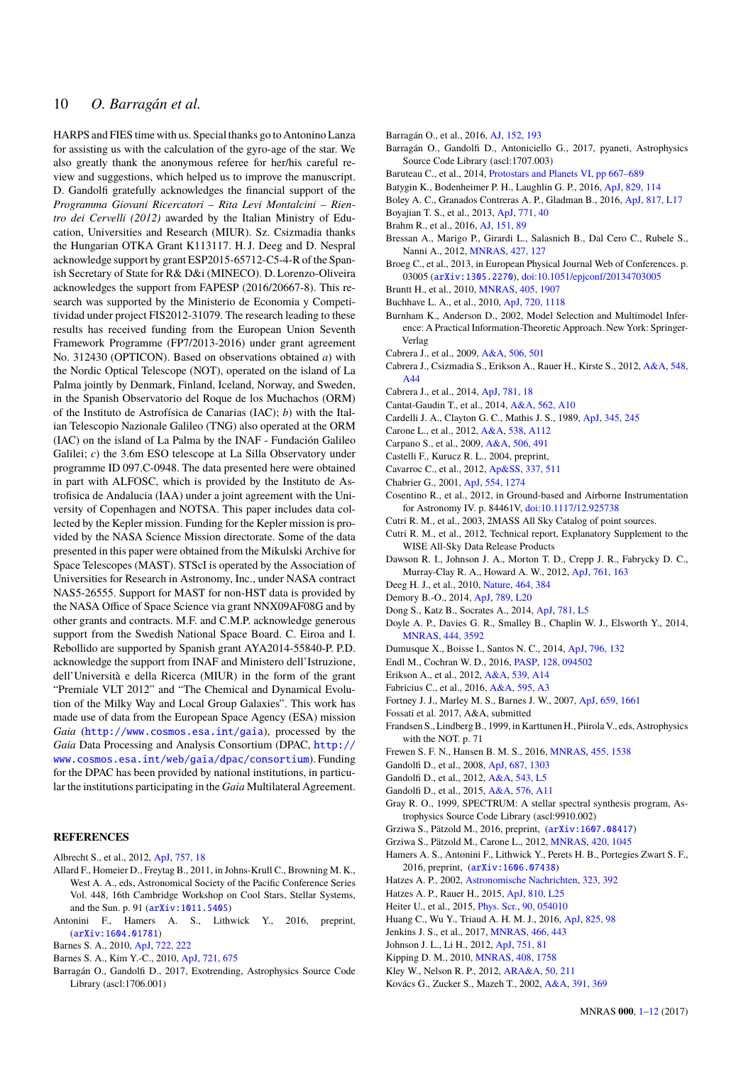HARPS and FIES time with us. Special thanks go to Antonino Lanza for assisting us with the calculation of the gyro-age of the star. We also greatly thank the anonymous referee for her/his careful review and suggestions, which helped us to improve the manuscript. D. Gandolfi gratefully acknowledges the financial support of the *Programma Giovani Ricercatori – Rita Levi Montalcini – Rientro dei Cervelli (2012)* awarded by the Italian Ministry of Education, Universities and Research (MIUR). Sz. Csizmadia thanks the Hungarian OTKA Grant K113117. H. J. Deeg and D. Nespral acknowledge support by grant ESP2015-65712-C5-4-R of the Spanish Secretary of State for R& D&i (MINECO). D. Lorenzo-Oliveira acknowledges the support from FAPESP (2016/20667-8). This research was supported by the Ministerio de Economia y Competitividad under project FIS2012-31079. The research leading to these results has received funding from the European Union Seventh Framework Programme (FP7/2013-2016) under grant agreement No. 312430 (OPTICON). Based on observations obtained *a*) with the Nordic Optical Telescope (NOT), operated on the island of La Palma jointly by Denmark, Finland, Iceland, Norway, and Sweden, in the Spanish Observatorio del Roque de los Muchachos (ORM) of the Instituto de Astrofísica de Canarias (IAC); *b*) with the Italian Telescopio Nazionale Galileo (TNG) also operated at the ORM (IAC) on the island of La Palma by the INAF - Fundación Galileo Galilei; *c*) the 3.6m ESO telescope at La Silla Observatory under programme ID 097.C-0948. The data presented here were obtained in part with ALFOSC, which is provided by the Instituto de Astrofisica de Andalucia (IAA) under a joint agreement with the University of Copenhagen and NOTSA. This paper includes data collected by the Kepler mission. Funding for the Kepler mission is provided by the NASA Science Mission directorate. Some of the data presented in this paper were obtained from the Mikulski Archive for Space Telescopes (MAST). STScI is operated by the Association of Universities for Research in Astronomy, Inc., under NASA contract NAS5-26555. Support for MAST for non-HST data is provided by the NASA Office of Space Science via grant NNX09AF08G and by other grants and contracts. M.F. and C.M.P. acknowledge generous support from the Swedish National Space Board. C. Eiroa and I. Rebollido are supported by Spanish grant AYA2014-55840-P. P.D. acknowledge the support from INAF and Ministero dell'Istruzione, dell'Università e della Ricerca (MIUR) in the form of the grant "Premiale VLT 2012" and "The Chemical and Dynamical Evolution of the Milky Way and Local Group Galaxies". This work has made use of data from the European Space Agency (ESA) mission *Gaia* (http://www.cosmos.esa.int/gaia), processed by the *Gaia* Data Processing and Analysis Consortium (DPAC, http://www.cosmos.esa.int/web/gaia/dpac/consortium). Funding for the DPAC has been provided by national institutions, in particular the institutions participating in the *Gaia* Multilateral Agreement.

## REFERENCES

Albrecht S., et al., 2012, ApJ, 757, 18

Allard F., Homeier D., Freytag B., 2011, in Johns-Krull C., Browning M. K., West A. A., eds, Astronomical Society of the Pacific Conference Series Vol. 448, 16th Cambridge Workshop on Cool Stars, Stellar Systems, and the Sun. p. 91 (arXiv:1011.5405)

Antonini F., Hamers A. S., Lithwick Y., 2016, preprint, (arXiv:1604.01781)

Barnes S. A., 2010, ApJ, 722, 222

Barnes S. A., Kim Y.-C., 2010, ApJ, 721, 675

Barragán O., Gandolfi D., 2017, Exotrending, Astrophysics Source Code Library (ascl:1706.001)

Barragán O., et al., 2016, AJ, 152, 193

Barragán O., Gandolfi D., Antoniciello G., 2017, pyaneti, Astrophysics Source Code Library (ascl:1707.003)

Baruteau C., et al., 2014, Protostars and Planets VI, pp 667–689

Batygin K., Bodenheimer P. H., Laughlin G. P., 2016, ApJ, 829, 114

Boley A. C., Granados Contreras A. P., Gladman B., 2016, ApJ, 817, L17

Boyajian T. S., et al., 2013, ApJ, 771, 40

Brahm R., et al., 2016, AJ, 151, 89

Bressan A., Marigo P., Girardi L., Salasnich B., Dal Cero C., Rubele S., Nanni A., 2012, MNRAS, 427, 127

Broeg C., et al., 2013, in European Physical Journal Web of Conferences. p. 03005 (arXiv:1305.2270), doi:10.1051/epjconf/20134703005

Bruntt H., et al., 2010, MNRAS, 405, 1907

Buchhave L. A., et al., 2010, ApJ, 720, 1118

Burnham K., Anderson D., 2002, Model Selection and Multimodel Inference: A Practical Information-Theoretic Approach. New York: Springer-Verlag

Cabrera J., et al., 2009, A&A, 506, 501

Cabrera J., Csizmadia S., Erikson A., Rauer H., Kirste S., 2012, A&A, 548, A44

Cabrera J., et al., 2014, ApJ, 781, 18

Cantat-Gaudin T., et al., 2014, A&A, 562, A10

Cardelli J. A., Clayton G. C., Mathis J. S., 1989, ApJ, 345, 245

Carone L., et al., 2012, A&A, 538, A112

Carpano S., et al., 2009, A&A, 506, 491

Castelli F., Kurucz R. L., 2004, preprint,

Cavarroc C., et al., 2012, Ap&SS, 337, 511

Chabrier G., 2001, ApJ, 554, 1274

Cosentino R., et al., 2012, in Ground-based and Airborne Instrumentation for Astronomy IV. p. 84461V, doi:10.1117/12.925738

Cutri R. M., et al., 2003, 2MASS All Sky Catalog of point sources.

Cutri R. M., et al., 2012, Technical report, Explanatory Supplement to the WISE All-Sky Data Release Products

Dawson R. I., Johnson J. A., Morton T. D., Crepp J. R., Fabrycky D. C., Murray-Clay R. A., Howard A. W., 2012, ApJ, 761, 163

Deeg H. J., et al., 2010, Nature, 464, 384

Demory B.-O., 2014, ApJ, 789, L20

Dong S., Katz B., Socrates A., 2014, ApJ, 781, L5

Doyle A. P., Davies G. R., Smalley B., Chaplin W. J., Elsworth Y., 2014, MNRAS, 444, 3592

Dumusque X., Boisse I., Santos N. C., 2014, ApJ, 796, 132

Endl M., Cochran W. D., 2016, PASP, 128, 094502

Erikson A., et al., 2012, A&A, 539, A14

Fabricius C., et al., 2016, A&A, 595, A3

Fortney J. J., Marley M. S., Barnes J. W., 2007, ApJ, 659, 1661

Fossati et al. 2017, A&A, submitted

Frandsen S., Lindberg B., 1999, in Karttunen H., Piirola V., eds, Astrophysics with the NOT. p. 71

Frewen S. F. N., Hansen B. M. S., 2016, MNRAS, 455, 1538

Gandolfi D., et al., 2008, ApJ, 687, 1303

Gandolfi D., et al., 2012, A&A, 543, L5

Gandolfi D., et al., 2015, A&A, 576, A11

Gray R. O., 1999, SPECTRUM: A stellar spectral synthesis program, Astrophysics Source Code Library (ascl:9910.002)

Grziwa S., Pätzold M., 2016, preprint, (arXiv:1607.08417)

Grziwa S., Pätzold M., Carone L., 2012, MNRAS, 420, 1045

Hamers A. S., Antonini F., Lithwick Y., Perets H. B., Portegies Zwart S. F., 2016, preprint, (arXiv:1606.07438)

Hatzes A. P., 2002, Astronomische Nachrichten, 323, 392

Hatzes A. P., Rauer H., 2015, ApJ, 810, L25

Heiter U., et al., 2015, Phys. Scr., 90, 054010

Huang C., Wu Y., Triaud A. H. M. J., 2016, ApJ, 825, 98

Jenkins J. S., et al., 2017, MNRAS, 466, 443

Johnson J. L., Li H., 2012, ApJ, 751, 81

Kipping D. M., 2010, MNRAS, 408, 1758

Kley W., Nelson R. P., 2012, ARA&A, 50, 211

Kovács G., Zucker S., Mazeh T., 2002, A&A, 391, 369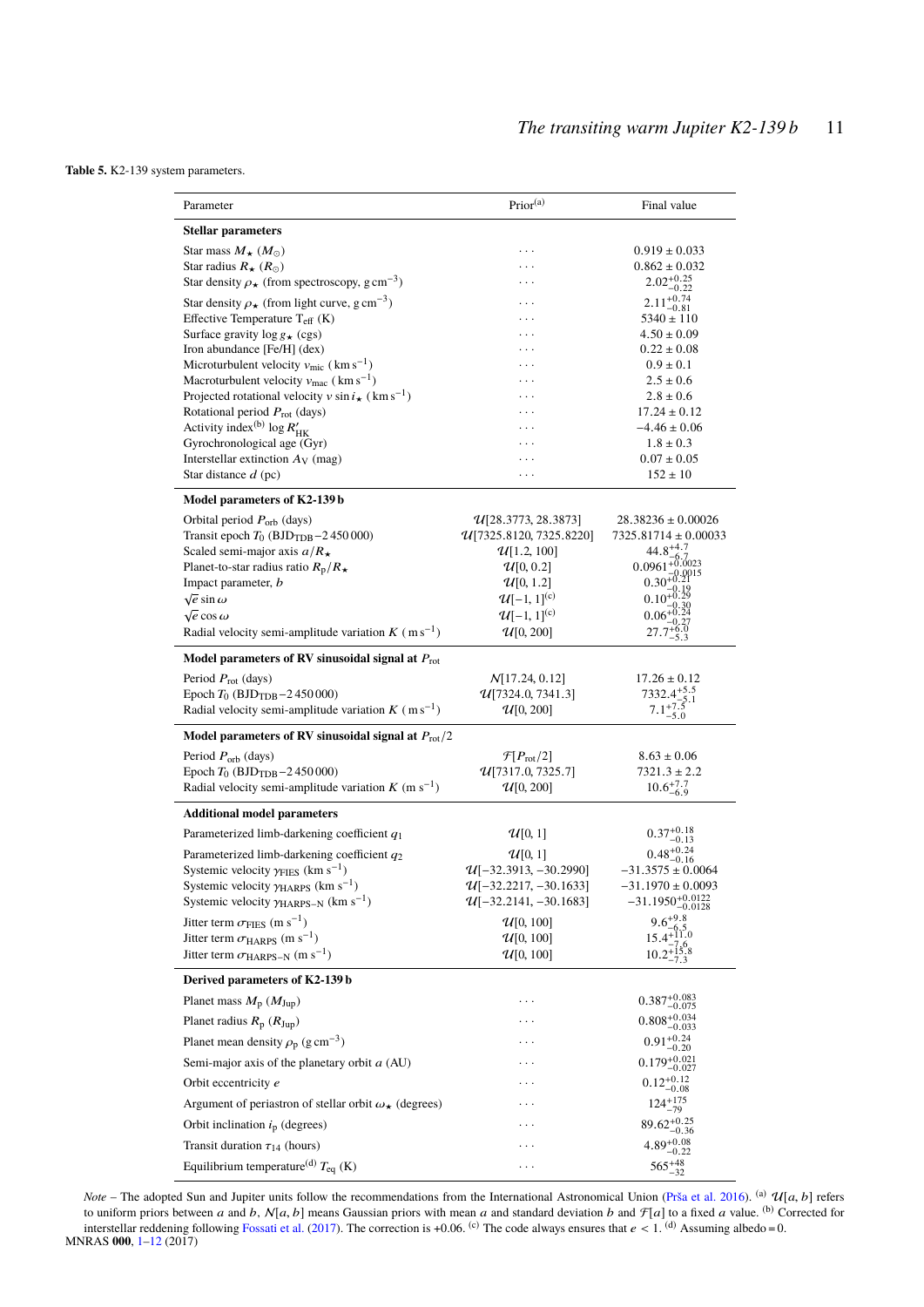**Table 5.** K2-139 system parameters.

| Parameter | Prior[(a)] | Final value |
|---|---|---|
| **Stellar parameters** | | |
| Star mass $M_\star$ ($M_\odot$) | ··· | $0.919 \pm 0.033$ |
| Star radius $R_\star$ ($R_\odot$) | ··· | $0.862 \pm 0.032$ |
| Star density $\rho_\star$ (from spectroscopy, $\mathrm{g\,cm^{-3}}$) | ··· | $2.02^{+0.25}_{-0.22}$ |
| Star density $\rho_\star$ (from light curve, $\mathrm{g\,cm^{-3}}$) | ··· | $2.11^{+0.74}_{-0.81}$ |
| Effective Temperature $T_{\mathrm{eff}}$ (K) | ··· | $5340 \pm 110$ |
| Surface gravity $\log g_\star$ (cgs) | ··· | $4.50 \pm 0.09$ |
| Iron abundance [Fe/H] (dex) | ··· | $0.22 \pm 0.08$ |
| Microturbulent velocity $v_{\mathrm{mic}}$ ($\mathrm{km\,s^{-1}}$) | ··· | $0.9 \pm 0.1$ |
| Macroturbulent velocity $v_{\mathrm{mac}}$ ($\mathrm{km\,s^{-1}}$) | ··· | $2.5 \pm 0.6$ |
| Projected rotational velocity $v \sin i_\star$ ($\mathrm{km\,s^{-1}}$) | ··· | $2.8 \pm 0.6$ |
| Rotational period $P_{\mathrm{rot}}$ (days) | ··· | $17.24 \pm 0.12$ |
| Activity index[(b)] $\log R'_{\mathrm{HK}}$ | ··· | $-4.46 \pm 0.06$ |
| Gyrochronological age (Gyr) | ··· | $1.8 \pm 0.3$ |
| Interstellar extinction $A_{\mathrm{V}}$ (mag) | ··· | $0.07 \pm 0.05$ |
| Star distance $d$ (pc) | ··· | $152 \pm 10$ |
| **Model parameters of K2-139 b** | | |
| Orbital period $P_{\mathrm{orb}}$ (days) | $\mathcal{U}$[28.3773, 28.3873] | $28.38236 \pm 0.00026$ |
| Transit epoch $T_0$ ($\mathrm{BJD_{TDB}}-2\,450\,000$) | $\mathcal{U}$[7325.8120, 7325.8220] | $7325.81714 \pm 0.00033$ |
| Scaled semi-major axis $a/R_\star$ | $\mathcal{U}$[1.2, 100] | $44.8^{+4.7}_{-6.7}$ |
| Planet-to-star radius ratio $R_{\mathrm{p}}/R_\star$ | $\mathcal{U}$[0, 0.2] | $0.0961^{+0.0023}_{-0.0015}$ |
| Impact parameter, $b$ | $\mathcal{U}$[0, 1.2] | $0.30^{+0.21}_{-0.19}$ |
| $\sqrt{e}\sin\omega$ | $\mathcal{U}$[−1, 1][(c)] | $0.10^{+0.29}_{-0.30}$ |
| $\sqrt{e}\cos\omega$ | $\mathcal{U}$[−1, 1][(c)] | $0.06^{+0.24}_{-0.27}$ |
| Radial velocity semi-amplitude variation $K$ ($\mathrm{m\,s^{-1}}$) | $\mathcal{U}$[0, 200] | $27.7^{+6.0}_{-5.3}$ |
| **Model parameters of RV sinusoidal signal at $P_{\mathrm{rot}}$** | | |
| Period $P_{\mathrm{rot}}$ (days) | $\mathcal{N}$[17.24, 0.12] | $17.26 \pm 0.12$ |
| Epoch $T_0$ ($\mathrm{BJD_{TDB}}-2\,450\,000$) | $\mathcal{U}$[7324.0, 7341.3] | $7332.4^{+5.5}_{-5.1}$ |
| Radial velocity semi-amplitude variation $K$ ($\mathrm{m\,s^{-1}}$) | $\mathcal{U}$[0, 200] | $7.1^{+7.5}_{-5.0}$ |
| **Model parameters of RV sinusoidal signal at $P_{\mathrm{rot}}/2$** | | |
| Period $P_{\mathrm{orb}}$ (days) | $\mathcal{F}$[$P_{\mathrm{rot}}/2$] | $8.63 \pm 0.06$ |
| Epoch $T_0$ ($\mathrm{BJD_{TDB}}-2\,450\,000$) | $\mathcal{U}$[7317.0, 7325.7] | $7321.3 \pm 2.2$ |
| Radial velocity semi-amplitude variation $K$ ($\mathrm{m\,s^{-1}}$) | $\mathcal{U}$[0, 200] | $10.6^{+7.7}_{-6.9}$ |
| **Additional model parameters** | | |
| Parameterized limb-darkening coefficient $q_1$ | $\mathcal{U}$[0, 1] | $0.37^{+0.18}_{-0.13}$ |
| Parameterized limb-darkening coefficient $q_2$ | $\mathcal{U}$[0, 1] | $0.48^{+0.24}_{-0.16}$ |
| Systemic velocity $\gamma_{\mathrm{FIES}}$ ($\mathrm{km\,s^{-1}}$) | $\mathcal{U}$[−32.3913, −30.2990] | $-31.3575 \pm 0.0064$ |
| Systemic velocity $\gamma_{\mathrm{HARPS}}$ ($\mathrm{km\,s^{-1}}$) | $\mathcal{U}$[−32.2217, −30.1633] | $-31.1970 \pm 0.0093$ |
| Systemic velocity $\gamma_{\mathrm{HARPS-N}}$ ($\mathrm{km\,s^{-1}}$) | $\mathcal{U}$[−32.2141, −30.1683] | $-31.1950^{+0.0122}_{-0.0128}$ |
| Jitter term $\sigma_{\mathrm{FIES}}$ ($\mathrm{m\,s^{-1}}$) | $\mathcal{U}$[0, 100] | $9.6^{+9.8}_{-6.5}$ |
| Jitter term $\sigma_{\mathrm{HARPS}}$ ($\mathrm{m\,s^{-1}}$) | $\mathcal{U}$[0, 100] | $15.4^{+11.0}_{-7.6}$ |
| Jitter term $\sigma_{\mathrm{HARPS-N}}$ ($\mathrm{m\,s^{-1}}$) | $\mathcal{U}$[0, 100] | $10.2^{+15.8}_{-7.3}$ |
| **Derived parameters of K2-139 b** | | |
| Planet mass $M_{\mathrm{p}}$ ($M_{\mathrm{Jup}}$) | ··· | $0.387^{+0.083}_{-0.075}$ |
| Planet radius $R_{\mathrm{p}}$ ($R_{\mathrm{Jup}}$) | ··· | $0.808^{+0.034}_{-0.033}$ |
| Planet mean density $\rho_{\mathrm{p}}$ ($\mathrm{g\,cm^{-3}}$) | ··· | $0.91^{+0.24}_{-0.20}$ |
| Semi-major axis of the planetary orbit $a$ (AU) | ··· | $0.179^{+0.021}_{-0.027}$ |
| Orbit eccentricity $e$ | ··· | $0.12^{+0.12}_{-0.08}$ |
| Argument of periastron of stellar orbit $\omega_\star$ (degrees) | ··· | $124^{+175}_{-79}$ |
| Orbit inclination $i_{\mathrm{p}}$ (degrees) | ··· | $89.62^{+0.25}_{-0.36}$ |
| Transit duration $\tau_{14}$ (hours) | ··· | $4.89^{+0.08}_{-0.22}$ |
| Equilibrium temperature[(d)] $T_{\mathrm{eq}}$ (K) | ··· | $565^{+48}_{-32}$ |

*Note* – The adopted Sun and Jupiter units follow the recommendations from the International Astronomical Union (Prša et al. 2016). [(a)] $\mathcal{U}[a, b]$ refers to uniform priors between $a$ and $b$, $\mathcal{N}[a, b]$ means Gaussian priors with mean $a$ and standard deviation $b$ and $\mathcal{F}[a]$ to a fixed $a$ value. [(b)] Corrected for interstellar reddening following Fossati et al. (2017). The correction is +0.06. [(c)] The code always ensures that $e < 1$. [(d)] Assuming albedo = 0.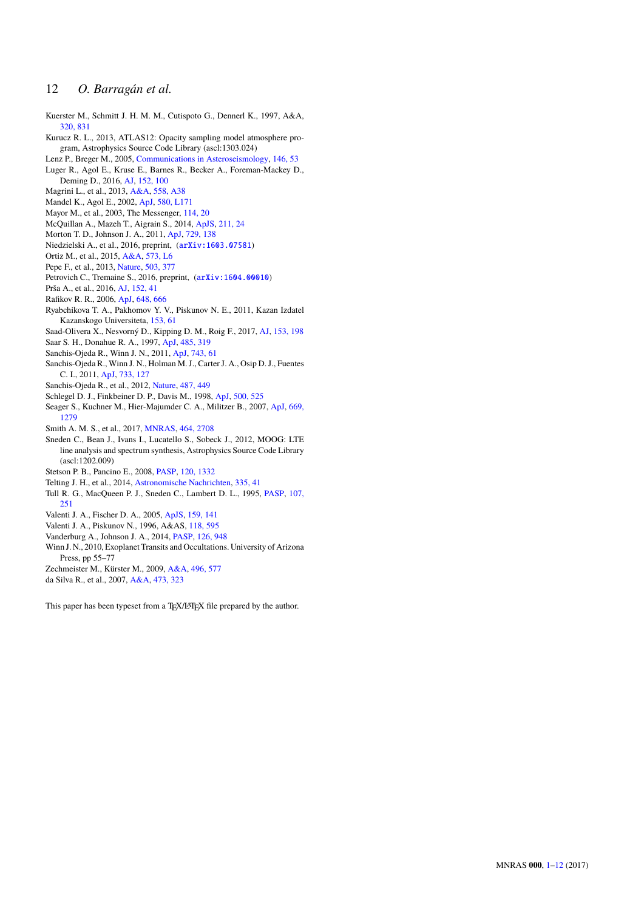Kuerster M., Schmitt J. H. M. M., Cutispoto G., Dennerl K., 1997, A&A, 320, 831

Kurucz R. L., 2013, ATLAS12: Opacity sampling model atmosphere program, Astrophysics Source Code Library (ascl:1303.024)

Lenz P., Breger M., 2005, Communications in Asteroseismology, 146, 53

Luger R., Agol E., Kruse E., Barnes R., Becker A., Foreman-Mackey D., Deming D., 2016, AJ, 152, 100

Magrini L., et al., 2013, A&A, 558, A38

Mandel K., Agol E., 2002, ApJ, 580, L171

Mayor M., et al., 2003, The Messenger, 114, 20

McQuillan A., Mazeh T., Aigrain S., 2014, ApJS, 211, 24

Morton T. D., Johnson J. A., 2011, ApJ, 729, 138

Niedzielski A., et al., 2016, preprint, (arXiv:1603.07581)

Ortiz M., et al., 2015, A&A, 573, L6

Pepe F., et al., 2013, Nature, 503, 377

Petrovich C., Tremaine S., 2016, preprint, (arXiv:1604.00010)

Prša A., et al., 2016, AJ, 152, 41

Rafikov R. R., 2006, ApJ, 648, 666

Ryabchikova T. A., Pakhomov Y. V., Piskunov N. E., 2011, Kazan Izdatel Kazanskogo Universiteta, 153, 61

Saad-Olivera X., Nesvorný D., Kipping D. M., Roig F., 2017, AJ, 153, 198

Saar S. H., Donahue R. A., 1997, ApJ, 485, 319

Sanchis-Ojeda R., Winn J. N., 2011, ApJ, 743, 61

Sanchis-Ojeda R., Winn J. N., Holman M. J., Carter J. A., Osip D. J., Fuentes C. I., 2011, ApJ, 733, 127

Sanchis-Ojeda R., et al., 2012, Nature, 487, 449

Schlegel D. J., Finkbeiner D. P., Davis M., 1998, ApJ, 500, 525

Seager S., Kuchner M., Hier-Majumder C. A., Militzer B., 2007, ApJ, 669, 1279

Smith A. M. S., et al., 2017, MNRAS, 464, 2708

Sneden C., Bean J., Ivans I., Lucatello S., Sobeck J., 2012, MOOG: LTE line analysis and spectrum synthesis, Astrophysics Source Code Library (ascl:1202.009)

Stetson P. B., Pancino E., 2008, PASP, 120, 1332

Telting J. H., et al., 2014, Astronomische Nachrichten, 335, 41

Tull R. G., MacQueen P. J., Sneden C., Lambert D. L., 1995, PASP, 107, 251

Valenti J. A., Fischer D. A., 2005, ApJS, 159, 141

Valenti J. A., Piskunov N., 1996, A&AS, 118, 595

Vanderburg A., Johnson J. A., 2014, PASP, 126, 948

Winn J. N., 2010, Exoplanet Transits and Occultations. University of Arizona Press, pp 55–77

Zechmeister M., Kürster M., 2009, A&A, 496, 577

da Silva R., et al., 2007, A&A, 473, 323

This paper has been typeset from a TEX/LATEX file prepared by the author.